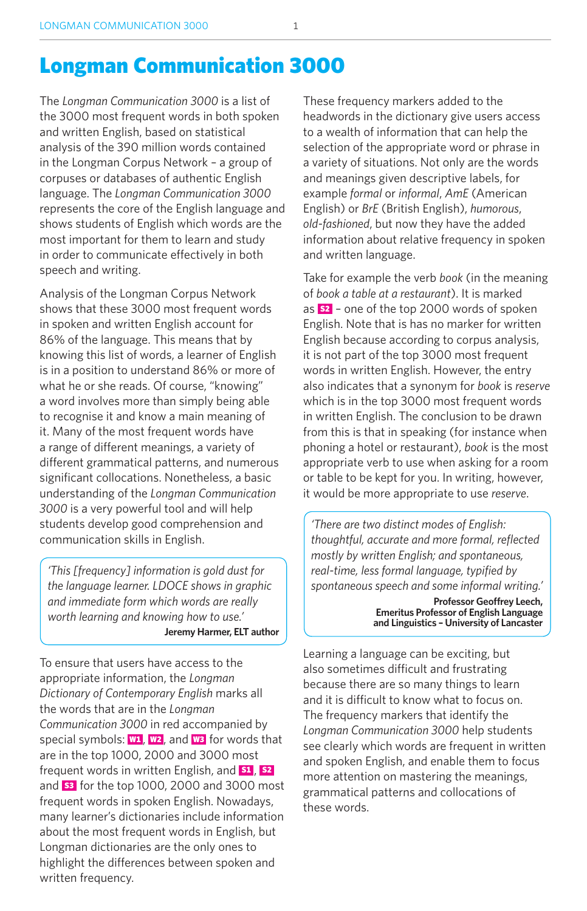# Longman Communication 3000

The *Longman Communication 3000* is a list of the 3000 most frequent words in both spoken and written English, based on statistical analysis of the 390 million words contained in the Longman Corpus Network – a group of corpuses or databases of authentic English language. The *Longman Communication 3000* represents the core of the English language and shows students of English which words are the most important for them to learn and study in order to communicate effectively in both speech and writing.

Analysis of the Longman Corpus Network shows that these 3000 most frequent words in spoken and written English account for 86% of the language. This means that by knowing this list of words, a learner of English is in a position to understand 86% or more of what he or she reads. Of course, "knowing" a word involves more than simply being able to recognise it and know a main meaning of it. Many of the most frequent words have a range of different meanings, a variety of different grammatical patterns, and numerous significant collocations. Nonetheless, a basic understanding of the *Longman Communication 3000* is a very powerful tool and will help students develop good comprehension and communication skills in English.

> *'This [frequency] information is gold dust for the language learner. LDOCE shows in graphic and immediate form which words are really worth learning and knowing how to use.'*
>
> **Jeremy Harmer, ELT author**

To ensure that users have access to the appropriate information, the *Longman Dictionary of Contemporary English* marks all the words that are in the *Longman Communication 3000* in red accompanied by special symbols: **W1**, **W2**, and **W3** for words that are in the top 1000, 2000 and 3000 most frequent words in written English, and **S1**, **S2** and **S3** for the top 1000, 2000 and 3000 most frequent words in spoken English. Nowadays, many learner's dictionaries include information about the most frequent words in English, but Longman dictionaries are the only ones to highlight the differences between spoken and written frequency.

These frequency markers added to the headwords in the dictionary give users access to a wealth of information that can help the selection of the appropriate word or phrase in a variety of situations. Not only are the words and meanings given descriptive labels, for example *formal* or *informal*, *AmE* (American English) or *BrE* (British English), *humorous*, *old-fashioned*, but now they have the added information about relative frequency in spoken and written language.

Take for example the verb *book* (in the meaning of *book a table at a restaurant*). It is marked as **S2** – one of the top 2000 words of spoken English. Note that is has no marker for written English because according to corpus analysis, it is not part of the top 3000 most frequent words in written English. However, the entry also indicates that a synonym for *book* is *reserve* which is in the top 3000 most frequent words in written English. The conclusion to be drawn from this is that in speaking (for instance when phoning a hotel or restaurant), *book* is the most appropriate verb to use when asking for a room or table to be kept for you. In writing, however, it would be more appropriate to use *reserve*.

> *'There are two distinct modes of English: thoughtful, accurate and more formal, reflected mostly by written English; and spontaneous, real-time, less formal language, typified by spontaneous speech and some informal writing.'*
>
> **Professor Geoffrey Leech,**
> **Emeritus Professor of English Language and Linguistics – University of Lancaster**

Learning a language can be exciting, but also sometimes difficult and frustrating because there are so many things to learn and it is difficult to know what to focus on. The frequency markers that identify the *Longman Communication 3000* help students see clearly which words are frequent in written and spoken English, and enable them to focus more attention on mastering the meanings, grammatical patterns and collocations of these words.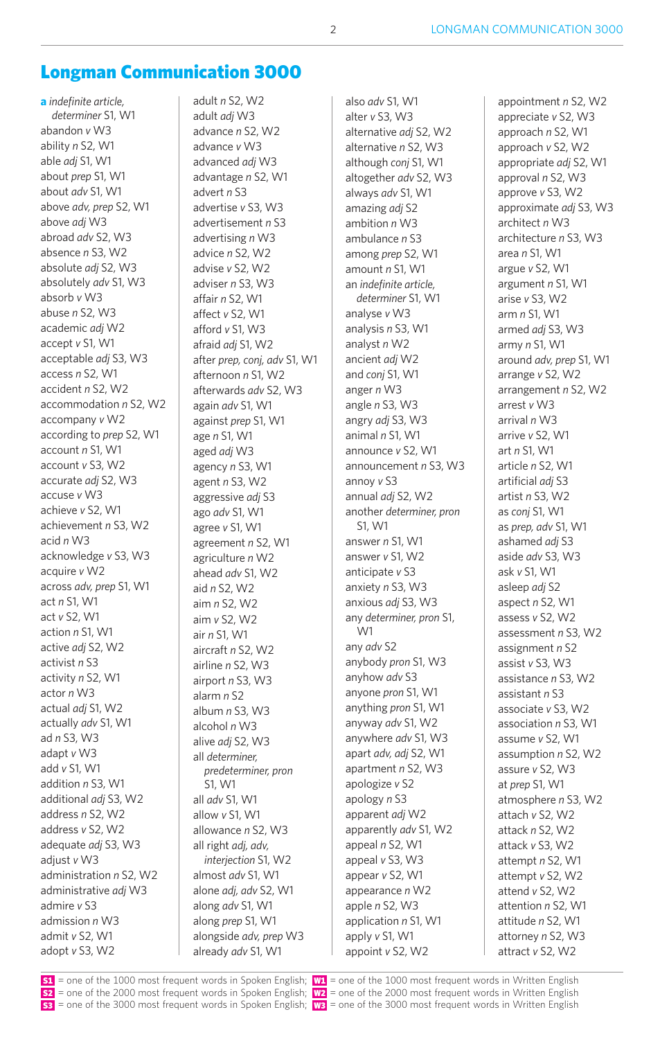# Longman Communication 3000

**a** *indefinite article, determiner* S1, W1
abandon *v* W3
ability *n* S2, W1
able *adj* S1, W1
about *prep* S1, W1
about *adv* S1, W1
above *adv, prep* S2, W1
above *adj* W3
abroad *adv* S2, W3
absence *n* S3, W2
absolute *adj* S2, W3
absolutely *adv* S1, W3
absorb *v* W3
abuse *n* S2, W3
academic *adj* W2
accept *v* S1, W1
acceptable *adj* S3, W3
access *n* S2, W1
accident *n* S2, W2
accommodation *n* S2, W2
accompany *v* W2
according to *prep* S2, W1
account *n* S1, W1
account *v* S3, W2
accurate *adj* S2, W3
accuse *v* W3
achieve *v* S2, W1
achievement *n* S3, W2
acid *n* W3
acknowledge *v* S3, W3
acquire *v* W2
across *adv, prep* S1, W1
act *n* S1, W1
act *v* S2, W1
action *n* S1, W1
active *adj* S2, W2
activist *n* S3
activity *n* S2, W1
actor *n* W3
actual *adj* S1, W2
actually *adv* S1, W1
ad *n* S3, W3
adapt *v* W3
add *v* S1, W1
addition *n* S3, W1
additional *adj* S3, W2
address *n* S2, W2
address *v* S2, W2
adequate *adj* S3, W3
adjust *v* W3
administration *n* S2, W2
administrative *adj* W3
admire *v* S3
admission *n* W3
admit *v* S2, W1
adopt *v* S3, W2
adult *n* S2, W2
adult *adj* W3
advance *n* S2, W2
advance *v* W3
advanced *adj* W3
advantage *n* S2, W1
advert *n* S3
advertise *v* S3, W3
advertisement *n* S3
advertising *n* W3
advice *n* S2, W2
advise *v* S2, W2
adviser *n* S3, W3
affair *n* S2, W1
affect *v* S2, W1
afford *v* S1, W3
afraid *adj* S1, W2
after *prep, conj, adv* S1, W1
afternoon *n* S1, W2
afterwards *adv* S2, W3
again *adv* S1, W1
against *prep* S1, W1
age *n* S1, W1
aged *adj* W3
agency *n* S3, W1
agent *n* S3, W2
aggressive *adj* S3
ago *adv* S1, W1
agree *v* S1, W1
agreement *n* S2, W1
agriculture *n* W2
ahead *adv* S1, W2
aid *n* S2, W2
aim *n* S2, W2
aim *v* S2, W2
air *n* S1, W1
aircraft *n* S2, W2
airline *n* S2, W3
airport *n* S3, W3
alarm *n* S2
album *n* S3, W3
alcohol *n* W3
alive *adj* S2, W3
all *determiner, predeterminer, pron* S1, W1
all *adv* S1, W1
allow *v* S1, W1
allowance *n* S2, W3
all right *adj, adv, interjection* S1, W2
almost *adv* S1, W1
alone *adj, adv* S2, W1
along *adv* S1, W1
along *prep* S1, W1
alongside *adv, prep* W3
already *adv* S1, W1
also *adv* S1, W1
alter *v* S3, W3
alternative *adj* S2, W2
alternative *n* S2, W3
although *conj* S1, W1
altogether *adv* S2, W3
always *adv* S1, W1
amazing *adj* S2
ambition *n* W3
ambulance *n* S3
among *prep* S2, W1
amount *n* S1, W1
an *indefinite article, determiner* S1, W1
analyse *v* W3
analysis *n* S3, W1
analyst *n* W2
ancient *adj* W2
and *conj* S1, W1
anger *n* W3
angle *n* S3, W3
angry *adj* S3, W3
animal *n* S1, W1
announce *v* S2, W1
announcement *n* S3, W3
annoy *v* S3
annual *adj* S2, W2
another *determiner, pron* S1, W1
answer *n* S1, W1
answer *v* S1, W2
anticipate *v* S3
anxiety *n* S3, W3
anxious *adj* S3, W3
any *determiner, pron* S1, W1
any *adv* S2
anybody *pron* S1, W3
anyhow *adv* S3
anyone *pron* S1, W1
anything *pron* S1, W1
anyway *adv* S1, W2
anywhere *adv* S1, W3
apart *adv, adj* S2, W1
apartment *n* S2, W3
apologize *v* S2
apology *n* S3
apparent *adj* W2
apparently *adv* S1, W2
appeal *n* S2, W1
appeal *v* S3, W3
appear *v* S2, W1
appearance *n* W2
apple *n* S2, W3
application *n* S1, W1
apply *v* S1, W1
appoint *v* S2, W2
appointment *n* S2, W2
appreciate *v* S2, W3
approach *n* S2, W1
approach *v* S2, W2
appropriate *adj* S2, W1
approval *n* S2, W3
approve *v* S3, W2
approximate *adj* S3, W3
architect *n* W3
architecture *n* S3, W3
area *n* S1, W1
argue *v* S2, W1
argument *n* S1, W1
arise *v* S3, W2
arm *n* S1, W1
armed *adj* S3, W3
army *n* S1, W1
around *adv, prep* S1, W1
arrange *v* S2, W2
arrangement *n* S2, W2
arrest *v* W3
arrival *n* W3
arrive *v* S2, W1
art *n* S1, W1
article *n* S2, W1
artificial *adj* S3
artist *n* S3, W2
as *conj* S1, W1
as *prep, adv* S1, W1
ashamed *adj* S3
aside *adv* S3, W3
ask *v* S1, W1
asleep *adj* S2
aspect *n* S2, W1
assess *v* S2, W2
assessment *n* S3, W2
assignment *n* S2
assist *v* S3, W3
assistance *n* S3, W2
assistant *n* S3
associate *v* S3, W2
association *n* S3, W1
assume *v* S2, W1
assumption *n* S2, W2
assure *v* S2, W3
at *prep* S1, W1
atmosphere *n* S3, W2
attach *v* S2, W2
attack *n* S2, W2
attack *v* S3, W2
attempt *n* S2, W1
attempt *v* S2, W2
attend *v* S2, W2
attention *n* S2, W1
attitude *n* S2, W1
attorney *n* S2, W3
attract *v* S2, W2

**S1** = one of the 1000 most frequent words in Spoken English; **W1** = one of the 1000 most frequent words in Written English
**S2** = one of the 2000 most frequent words in Spoken English; **W2** = one of the 2000 most frequent words in Written English
**S3** = one of the 3000 most frequent words in Spoken English; **W3** = one of the 3000 most frequent words in Written English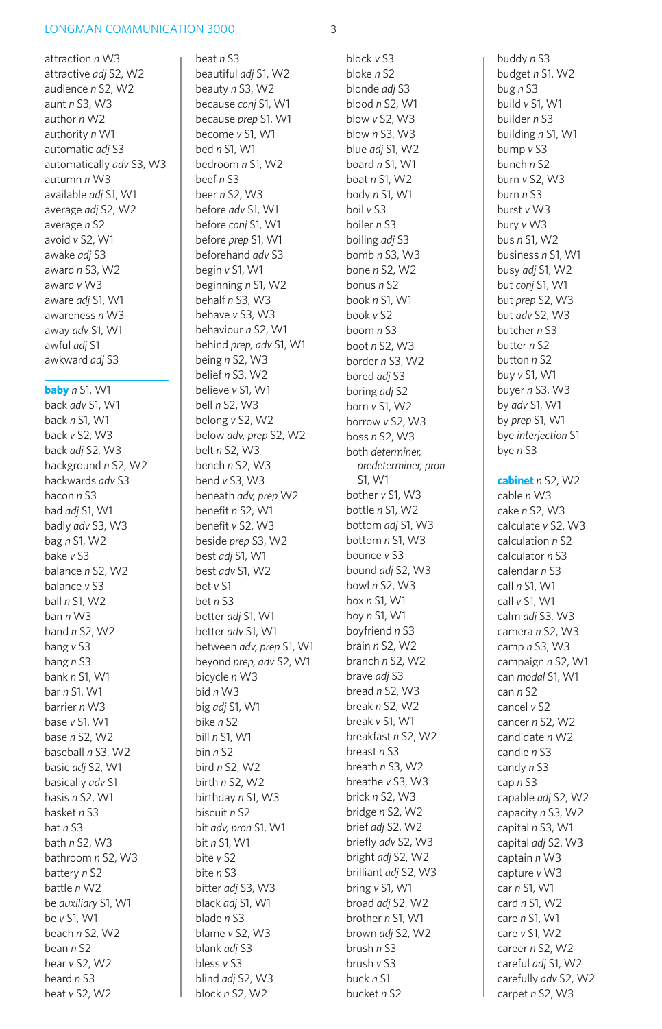attraction *n* W3
attractive *adj* S2, W2
audience *n* S2, W2
aunt *n* S3, W3
author *n* W2
authority *n* W1
automatic *adj* S3
automatically *adv* S3, W3
autumn *n* W3
available *adj* S1, W1
average *adj* S2, W2
average *n* S2
avoid *v* S2, W1
awake *adj* S3
award *n* S3, W2
award *v* W3
aware *adj* S1, W1
awareness *n* W3
away *adv* S1, W1
awful *adj* S1
awkward *adj* S3

**baby** *n* S1, W1
back *adv* S1, W1
back *n* S1, W1
back *v* S2, W3
back *adj* S2, W3
background *n* S2, W2
backwards *adv* S3
bacon *n* S3
bad *adj* S1, W1
badly *adv* S3, W3
bag *n* S1, W2
bake *v* S3
balance *n* S2, W2
balance *v* S3
ball *n* S1, W2
ban *n* W3
band *n* S2, W2
bang *v* S3
bang *n* S3
bank *n* S1, W1
bar *n* S1, W1
barrier *n* W3
base *v* S1, W1
base *n* S2, W2
baseball *n* S3, W2
basic *adj* S2, W1
basically *adv* S1
basis *n* S2, W1
basket *n* S3
bat *n* S3
bath *n* S2, W3
bathroom *n* S2, W3
battery *n* S2
battle *n* W2
be *auxiliary* S1, W1
be *v* S1, W1
beach *n* S2, W2
bean *n* S2
bear *v* S2, W2
beard *n* S3
beat *v* S2, W2
beat *n* S3
beautiful *adj* S1, W2
beauty *n* S3, W2
because *conj* S1, W1
because *prep* S1, W1
become *v* S1, W1
bed *n* S1, W1
bedroom *n* S1, W2
beef *n* S3
beer *n* S2, W3
before *adv* S1, W1
before *conj* S1, W1
before *prep* S1, W1
beforehand *adv* S3
begin *v* S1, W1
beginning *n* S1, W2
behalf *n* S3, W3
behave *v* S3, W3
behaviour *n* S2, W1
behind *prep, adv* S1, W1
being *n* S2, W3
belief *n* S3, W2
believe *v* S1, W1
bell *n* S2, W3
belong *v* S2, W2
below *adv, prep* S2, W2
belt *n* S2, W3
bench *n* S2, W3
bend *v* S3, W3
beneath *adv, prep* W2
benefit *n* S2, W1
benefit *v* S2, W3
beside *prep* S3, W2
best *adj* S1, W1
best *adv* S1, W2
bet *v* S1
bet *n* S3
better *adj* S1, W1
better *adv* S1, W1
between *adv, prep* S1, W1
beyond *prep, adv* S2, W1
bicycle *n* W3
bid *n* W3
big *adj* S1, W1
bike *n* S2
bill *n* S1, W1
bin *n* S2
bird *n* S2, W2
birth *n* S2, W2
birthday *n* S1, W3
biscuit *n* S2
bit *adv, pron* S1, W1
bit *n* S1, W1
bite *v* S2
bite *n* S3
bitter *adj* S3, W3
black *adj* S1, W1
blade *n* S3
blame *v* S2, W3
blank *adj* S3
bless *v* S3
blind *adj* S2, W3
block *n* S2, W2
block *v* S3
bloke *n* S2
blonde *adj* S3
blood *n* S2, W1
blow *v* S2, W3
blow *n* S3, W3
blue *adj* S1, W2
board *n* S1, W1
boat *n* S1, W2
body *n* S1, W1
boil *v* S3
boiler *n* S3
boiling *adj* S3
bomb *n* S3, W3
bone *n* S2, W2
bonus *n* S2
book *n* S1, W1
book *v* S2
boom *n* S3
boot *n* S2, W3
border *n* S3, W2
bored *adj* S3
boring *adj* S2
born *v* S1, W2
borrow *v* S2, W3
boss *n* S2, W3
both *determiner, predeterminer, pron* S1, W1
bother *v* S1, W3
bottle *n* S1, W2
bottom *adj* S1, W3
bottom *n* S1, W3
bounce *v* S3
bound *adj* S2, W3
bowl *n* S2, W3
box *n* S1, W1
boy *n* S1, W1
boyfriend *n* S3
brain *n* S2, W2
branch *n* S2, W2
brave *adj* S3
bread *n* S2, W3
break *n* S2, W2
break *v* S1, W1
breakfast *n* S2, W2
breast *n* S3
breath *n* S3, W2
breathe *v* S3, W3
brick *n* S2, W3
bridge *n* S2, W2
brief *adj* S2, W2
briefly *adv* S2, W3
bright *adj* S2, W2
brilliant *adj* S2, W3
bring *v* S1, W1
broad *adj* S2, W2
brother *n* S1, W1
brown *adj* S2, W2
brush *n* S3
brush *v* S3
buck *n* S1
bucket *n* S2
buddy *n* S3
budget *n* S1, W2
bug *n* S3
build *v* S1, W1
builder *n* S3
building *n* S1, W1
bump *v* S3
bunch *n* S2
burn *v* S2, W3
burn *n* S3
burst *v* W3
bury *v* W3
bus *n* S1, W2
business *n* S1, W1
busy *adj* S1, W2
but *conj* S1, W1
but *prep* S2, W3
but *adv* S2, W3
butcher *n* S3
butter *n* S2
button *n* S2
buy *v* S1, W1
buyer *n* S3, W3
by *adv* S1, W1
by *prep* S1, W1
bye *interjection* S1
bye *n* S3

**cabinet** *n* S2, W2
cable *n* W3
cake *n* S2, W3
calculate *v* S2, W3
calculation *n* S2
calculator *n* S3
calendar *n* S3
call *n* S1, W1
call *v* S1, W1
calm *adj* S3, W3
camera *n* S2, W3
camp *n* S3, W3
campaign *n* S2, W1
can *modal* S1, W1
can *n* S2
cancel *v* S2
cancer *n* S2, W2
candidate *n* W2
candle *n* S3
candy *n* S3
cap *n* S3
capable *adj* S2, W2
capacity *n* S3, W2
capital *n* S3, W1
capital *adj* S2, W3
captain *n* W3
capture *v* W3
car *n* S1, W1
card *n* S1, W2
care *n* S1, W1
care *v* S1, W2
career *n* S2, W2
careful *adj* S1, W2
carefully *adv* S2, W2
carpet *n* S2, W3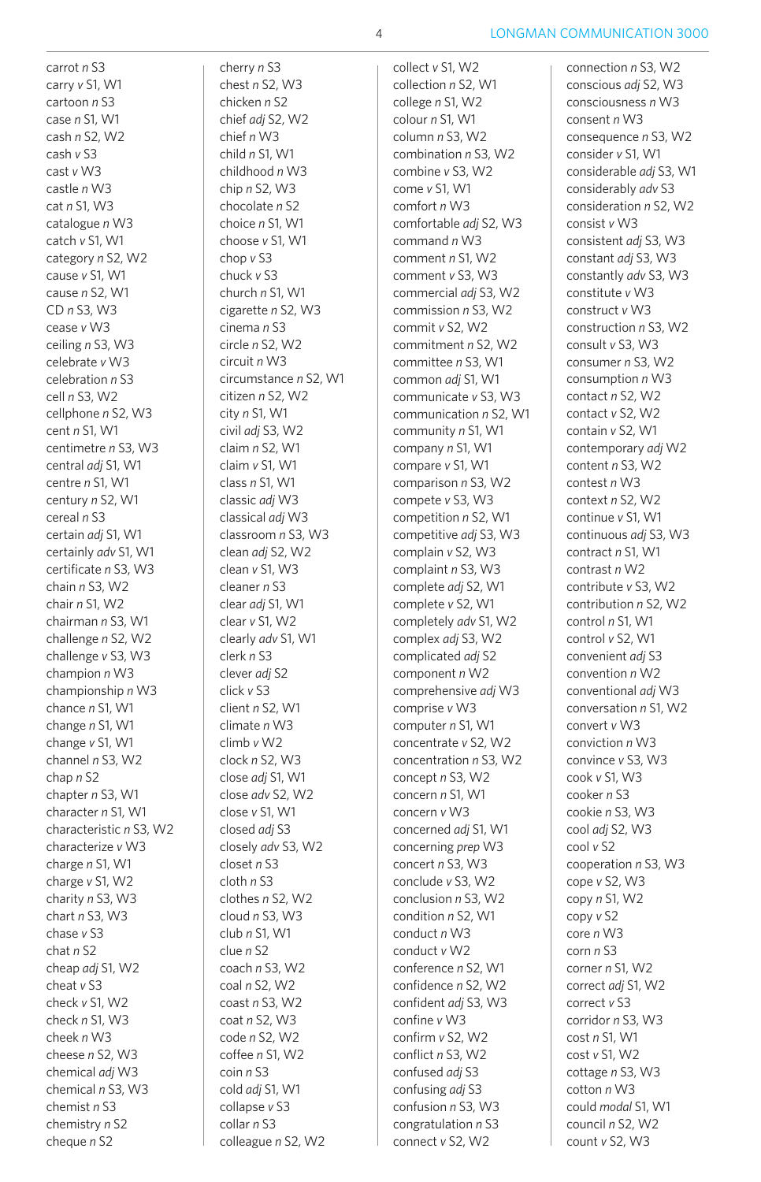carrot *n* S3
carry *v* S1, W1
cartoon *n* S3
case *n* S1, W1
cash *n* S2, W2
cash *v* S3
cast *v* W3
castle *n* W3
cat *n* S1, W3
catalogue *n* W3
catch *v* S1, W1
category *n* S2, W2
cause *v* S1, W1
cause *n* S2, W1
CD *n* S3, W3
cease *v* W3
ceiling *n* S3, W3
celebrate *v* W3
celebration *n* S3
cell *n* S3, W2
cellphone *n* S2, W3
cent *n* S1, W1
centimetre *n* S3, W3
central *adj* S1, W1
centre *n* S1, W1
century *n* S2, W1
cereal *n* S3
certain *adj* S1, W1
certainly *adv* S1, W1
certificate *n* S3, W3
chain *n* S3, W2
chair *n* S1, W2
chairman *n* S3, W1
challenge *n* S2, W2
challenge *v* S3, W3
champion *n* W3
championship *n* W3
chance *n* S1, W1
change *n* S1, W1
change *v* S1, W1
channel *n* S3, W2
chap *n* S2
chapter *n* S3, W1
character *n* S1, W1
characteristic *n* S3, W2
characterize *v* W3
charge *n* S1, W1
charge *v* S1, W2
charity *n* S3, W3
chart *n* S3, W3
chase *v* S3
chat *n* S2
cheap *adj* S1, W2
cheat *v* S3
check *v* S1, W2
check *n* S1, W3
cheek *n* W3
cheese *n* S2, W3
chemical *adj* W3
chemical *n* S3, W3
chemist *n* S3
chemistry *n* S2
cheque *n* S2
cherry *n* S3
chest *n* S2, W3
chicken *n* S2
chief *adj* S2, W2
chief *n* W3
child *n* S1, W1
childhood *n* W3
chip *n* S2, W3
chocolate *n* S2
choice *n* S1, W1
choose *v* S1, W1
chop *v* S3
chuck *v* S3
church *n* S1, W1
cigarette *n* S2, W3
cinema *n* S3
circle *n* S2, W2
circuit *n* W3
circumstance *n* S2, W1
citizen *n* S2, W2
city *n* S1, W1
civil *adj* S3, W2
claim *n* S2, W1
claim *v* S1, W1
class *n* S1, W1
classic *adj* W3
classical *adj* W3
classroom *n* S3, W3
clean *adj* S2, W2
clean *v* S1, W3
cleaner *n* S3
clear *adj* S1, W1
clear *v* S1, W2
clearly *adv* S1, W1
clerk *n* S3
clever *adj* S2
click *v* S3
client *n* S2, W1
climate *n* W3
climb *v* W2
clock *n* S2, W3
close *adj* S1, W1
close *adv* S2, W2
close *v* S1, W1
closed *adj* S3
closely *adv* S3, W2
closet *n* S3
cloth *n* S3
clothes *n* S2, W2
cloud *n* S3, W3
club *n* S1, W1
clue *n* S2
coach *n* S3, W2
coal *n* S2, W2
coast *n* S3, W2
coat *n* S2, W3
code *n* S2, W2
coffee *n* S1, W2
coin *n* S3
cold *adj* S1, W1
collapse *v* S3
collar *n* S3
colleague *n* S2, W2
collect *v* S1, W2
collection *n* S2, W1
college *n* S1, W2
colour *n* S1, W1
column *n* S3, W2
combination *n* S3, W2
combine *v* S3, W2
come *v* S1, W1
comfort *n* W3
comfortable *adj* S2, W3
command *n* W3
comment *n* S1, W2
comment *v* S3, W3
commercial *adj* S3, W2
commission *n* S3, W2
commit *v* S2, W2
commitment *n* S2, W2
committee *n* S3, W1
common *adj* S1, W1
communicate *v* S3, W3
communication *n* S2, W1
community *n* S1, W1
company *n* S1, W1
compare *v* S1, W1
comparison *n* S3, W2
compete *v* S3, W3
competition *n* S2, W1
competitive *adj* S3, W3
complain *v* S2, W3
complaint *n* S3, W3
complete *adj* S2, W1
complete *v* S2, W1
completely *adv* S1, W2
complex *adj* S3, W2
complicated *adj* S2
component *n* W2
comprehensive *adj* W3
comprise *v* W3
computer *n* S1, W1
concentrate *v* S2, W2
concentration *n* S3, W2
concept *n* S3, W2
concern *n* S1, W1
concern *v* W3
concerned *adj* S1, W1
concerning *prep* W3
concert *n* S3, W3
conclude *v* S3, W2
conclusion *n* S3, W2
condition *n* S2, W1
conduct *n* W3
conduct *v* W2
conference *n* S2, W1
confidence *n* S2, W2
confident *adj* S3, W3
confine *v* W3
confirm *v* S2, W2
conflict *n* S3, W2
confused *adj* S3
confusing *adj* S3
confusion *n* S3, W3
congratulation *n* S3
connect *v* S2, W2
connection *n* S3, W2
conscious *adj* S2, W3
consciousness *n* W3
consent *n* W3
consequence *n* S3, W2
consider *v* S1, W1
considerable *adj* S3, W1
considerably *adv* S3
consideration *n* S2, W2
consist *v* W3
consistent *adj* S3, W3
constant *adj* S3, W3
constantly *adv* S3, W3
constitute *v* W3
construct *v* W3
construction *n* S3, W2
consult *v* S3, W3
consumer *n* S3, W2
consumption *n* W3
contact *n* S2, W2
contact *v* S2, W2
contain *v* S2, W1
contemporary *adj* W2
content *n* S3, W2
contest *n* W3
context *n* S2, W2
continue *v* S1, W1
continuous *adj* S3, W3
contract *n* S1, W1
contrast *n* W2
contribute *v* S3, W2
contribution *n* S2, W2
control *n* S1, W1
control *v* S2, W1
convenient *adj* S3
convention *n* W2
conventional *adj* W3
conversation *n* S1, W2
convert *v* W3
conviction *n* W3
convince *v* S3, W3
cook *v* S1, W3
cooker *n* S3
cookie *n* S3, W3
cool *adj* S2, W3
cool *v* S2
cooperation *n* S3, W3
cope *v* S2, W3
copy *n* S1, W2
copy *v* S2
core *n* W3
corn *n* S3
corner *n* S1, W2
correct *adj* S1, W2
correct *v* S3
corridor *n* S3, W3
cost *n* S1, W1
cost *v* S1, W2
cottage *n* S3, W3
cotton *n* W3
could *modal* S1, W1
council *n* S2, W2
count *v* S2, W3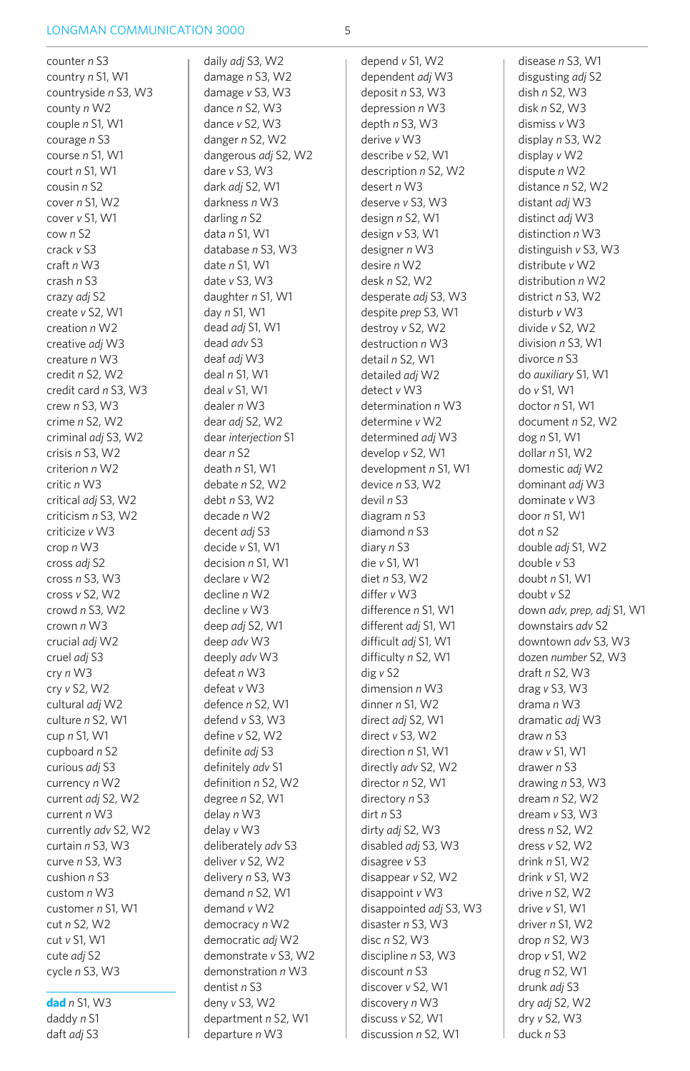counter *n* S3
country *n* S1, W1
countryside *n* S3, W3
county *n* W2
couple *n* S1, W1
courage *n* S3
course *n* S1, W1
court *n* S1, W1
cousin *n* S2
cover *n* S1, W2
cover *v* S1, W1
cow *n* S2
crack *v* S3
craft *n* W3
crash *n* S3
crazy *adj* S2
create *v* S2, W1
creation *n* W2
creative *adj* W3
creature *n* W3
credit *n* S2, W2
credit card *n* S3, W3
crew *n* S3, W3
crime *n* S2, W2
criminal *adj* S3, W2
crisis *n* S3, W2
criterion *n* W2
critic *n* W3
critical *adj* S3, W2
criticism *n* S3, W2
criticize *v* W3
crop *n* W3
cross *adj* S2
cross *n* S3, W3
cross *v* S2, W2
crowd *n* S3, W2
crown *n* W3
crucial *adj* W2
cruel *adj* S3
cry *n* W3
cry *v* S2, W2
cultural *adj* W2
culture *n* S2, W1
cup *n* S1, W1
cupboard *n* S2
curious *adj* S3
currency *n* W2
current *adj* S2, W2
current *n* W3
currently *adv* S2, W2
curtain *n* S3, W3
curve *n* S3, W3
cushion *n* S3
custom *n* W3
customer *n* S1, W1
cut *n* S2, W2
cut *v* S1, W1
cute *adj* S2
cycle *n* S3, W3

**dad** *n* S1, W3
daddy *n* S1
daft *adj* S3
daily *adj* S3, W2
damage *n* S3, W2
damage *v* S3, W3
dance *n* S2, W3
dance *v* S2, W3
danger *n* S2, W2
dangerous *adj* S2, W2
dare *v* S3, W3
dark *adj* S2, W1
darkness *n* W3
darling *n* S2
data *n* S1, W1
database *n* S3, W3
date *n* S1, W1
date *v* S3, W3
daughter *n* S1, W1
day *n* S1, W1
dead *adj* S1, W1
dead *adv* S3
deaf *adj* W3
deal *n* S1, W1
deal *v* S1, W1
dealer *n* W3
dear *adj* S2, W2
dear *interjection* S1
dear *n* S2
death *n* S1, W1
debate *n* S2, W2
debt *n* S3, W2
decade *n* W2
decent *adj* S3
decide *v* S1, W1
decision *n* S1, W1
declare *v* W2
decline *n* W2
decline *v* W3
deep *adj* S2, W1
deep *adv* W3
deeply *adv* W3
defeat *n* W3
defeat *v* W3
defence *n* S2, W1
defend *v* S3, W3
define *v* S2, W2
definite *adj* S3
definitely *adv* S1
definition *n* S2, W2
degree *n* S2, W1
delay *n* W3
delay *v* W3
deliberately *adv* S3
deliver *v* S2, W2
delivery *n* S3, W3
demand *n* S2, W1
demand *v* W2
democracy *n* W2
democratic *adj* W2
demonstrate *v* S3, W2
demonstration *n* W3
dentist *n* S3
deny *v* S3, W2
department *n* S2, W1
departure *n* W3
depend *v* S1, W2
dependent *adj* W3
deposit *n* S3, W3
depression *n* W3
depth *n* S3, W3
derive *v* W3
describe *v* S2, W1
description *n* S2, W2
desert *n* W3
deserve *v* S3, W3
design *n* S2, W1
design *v* S3, W1
designer *n* W3
desire *n* W2
desk *n* S2, W2
desperate *adj* S3, W3
despite *prep* S3, W1
destroy *v* S2, W2
destruction *n* W3
detail *n* S2, W1
detailed *adj* W2
detect *v* W3
determination *n* W3
determine *v* W2
determined *adj* W3
develop *v* S2, W1
development *n* S1, W1
device *n* S3, W2
devil *n* S3
diagram *n* S3
diamond *n* S3
diary *n* S3
die *v* S1, W1
diet *n* S3, W2
differ *v* W3
difference *n* S1, W1
different *adj* S1, W1
difficult *adj* S1, W1
difficulty *n* S2, W1
dig *v* S2
dimension *n* W3
dinner *n* S1, W2
direct *adj* S2, W1
direct *v* S3, W2
direction *n* S1, W1
directly *adv* S2, W2
director *n* S2, W1
directory *n* S3
dirt *n* S3
dirty *adj* S2, W3
disabled *adj* S3, W3
disagree *v* S3
disappear *v* S2, W2
disappoint *v* W3
disappointed *adj* S3, W3
disaster *n* S3, W3
disc *n* S2, W3
discipline *n* S3, W3
discount *n* S3
discover *v* S2, W1
discovery *n* W3
discuss *v* S2, W1
discussion *n* S2, W1
disease *n* S3, W1
disgusting *adj* S2
dish *n* S2, W3
disk *n* S2, W3
dismiss *v* W3
display *n* S3, W2
display *v* W2
dispute *n* W2
distance *n* S2, W2
distant *adj* W3
distinct *adj* W3
distinction *n* W3
distinguish *v* S3, W3
distribute *v* W2
distribution *n* W2
district *n* S3, W2
disturb *v* W3
divide *v* S2, W2
division *n* S3, W1
divorce *n* S3
do *auxiliary* S1, W1
do *v* S1, W1
doctor *n* S1, W1
document *n* S2, W2
dog *n* S1, W1
dollar *n* S1, W2
domestic *adj* W2
dominant *adj* W3
dominate *v* W3
door *n* S1, W1
dot *n* S2
double *adj* S1, W2
double *v* S3
doubt *n* S1, W1
doubt *v* S2
down *adv, prep, adj* S1, W1
downstairs *adv* S2
downtown *adv* S3, W3
dozen *number* S2, W3
draft *n* S2, W3
drag *v* S3, W3
drama *n* W3
dramatic *adj* W3
draw *n* S3
draw *v* S1, W1
drawer *n* S3
drawing *n* S3, W3
dream *n* S2, W2
dream *v* S3, W3
dress *n* S2, W2
dress *v* S2, W2
drink *n* S1, W2
drink *v* S1, W2
drive *n* S2, W2
drive *v* S1, W1
driver *n* S1, W2
drop *n* S2, W3
drop *v* S1, W2
drug *n* S2, W1
drunk *adj* S3
dry *adj* S2, W2
dry *v* S2, W3
duck *n* S3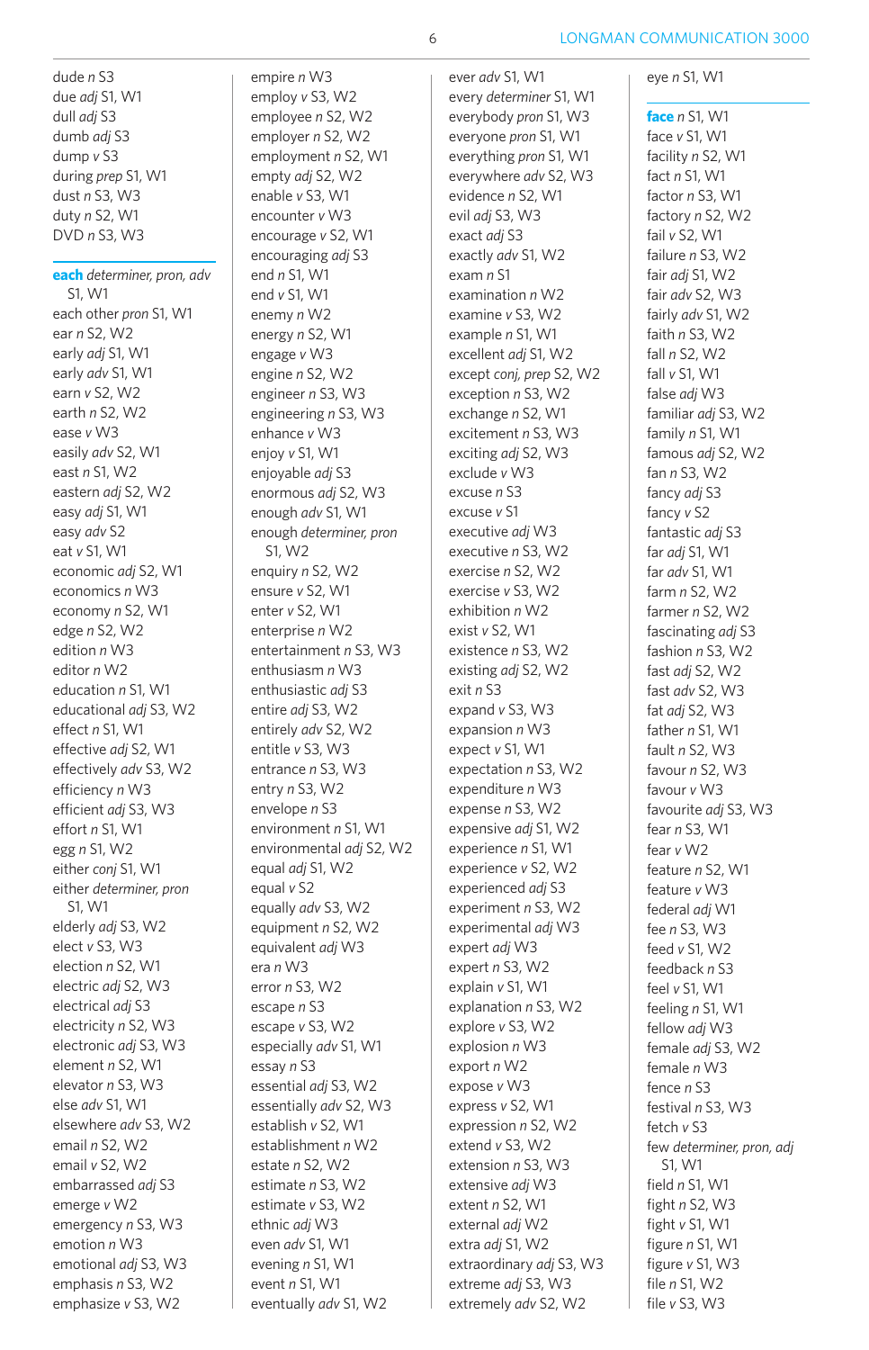dude *n* S3
due *adj* S1, W1
dull *adj* S3
dumb *adj* S3
dump *v* S3
during *prep* S1, W1
dust *n* S3, W3
duty *n* S2, W1
DVD *n* S3, W3

**each** *determiner, pron, adv* S1, W1
each other *pron* S1, W1
ear *n* S2, W2
early *adj* S1, W1
early *adv* S1, W1
earn *v* S2, W2
earth *n* S2, W2
ease *v* W3
easily *adv* S2, W1
east *n* S1, W2
eastern *adj* S2, W2
easy *adj* S1, W1
easy *adv* S2
eat *v* S1, W1
economic *adj* S2, W1
economics *n* W3
economy *n* S2, W1
edge *n* S2, W2
edition *n* W3
editor *n* W2
education *n* S1, W1
educational *adj* S3, W2
effect *n* S1, W1
effective *adj* S2, W1
effectively *adv* S3, W2
efficiency *n* W3
efficient *adj* S3, W3
effort *n* S1, W1
egg *n* S1, W2
either *conj* S1, W1
either *determiner, pron* S1, W1
elderly *adj* S3, W2
elect *v* S3, W3
election *n* S2, W1
electric *adj* S2, W3
electrical *adj* S3
electricity *n* S2, W3
electronic *adj* S3, W3
element *n* S2, W1
elevator *n* S3, W3
else *adv* S1, W1
elsewhere *adv* S3, W2
email *n* S2, W2
email *v* S2, W2
embarrassed *adj* S3
emerge *v* W2
emergency *n* S3, W3
emotion *n* W3
emotional *adj* S3, W3
emphasis *n* S3, W2
emphasize *v* S3, W2
empire *n* W3
employ *v* S3, W2
employee *n* S2, W2
employer *n* S2, W2
employment *n* S2, W1
empty *adj* S2, W2
enable *v* S3, W1
encounter *v* W3
encourage *v* S2, W1
encouraging *adj* S3
end *n* S1, W1
end *v* S1, W1
enemy *n* W2
energy *n* S2, W1
engage *v* W3
engine *n* S2, W2
engineer *n* S3, W3
engineering *n* S3, W3
enhance *v* W3
enjoy *v* S1, W1
enjoyable *adj* S3
enormous *adj* S2, W3
enough *adv* S1, W1
enough *determiner, pron* S1, W2
enquiry *n* S2, W2
ensure *v* S2, W1
enter *v* S2, W1
enterprise *n* W2
entertainment *n* S3, W3
enthusiasm *n* W3
enthusiastic *adj* S3
entire *adj* S3, W2
entirely *adv* S2, W2
entitle *v* S3, W3
entrance *n* S3, W3
entry *n* S3, W2
envelope *n* S3
environment *n* S1, W1
environmental *adj* S2, W2
equal *adj* S1, W2
equal *v* S2
equally *adv* S3, W2
equipment *n* S2, W2
equivalent *adj* W3
era *n* W3
error *n* S3, W2
escape *n* S3
escape *v* S3, W2
especially *adv* S1, W1
essay *n* S3
essential *adj* S3, W2
essentially *adv* S2, W3
establish *v* S2, W1
establishment *n* W2
estate *n* S2, W2
estimate *n* S3, W2
estimate *v* S3, W2
ethnic *adj* W3
even *adv* S1, W1
evening *n* S1, W1
event *n* S1, W1
eventually *adv* S1, W2
ever *adv* S1, W1
every *determiner* S1, W1
everybody *pron* S1, W3
everyone *pron* S1, W1
everything *pron* S1, W1
everywhere *adv* S2, W3
evidence *n* S2, W1
evil *adj* S3, W3
exact *adj* S3
exactly *adv* S1, W2
exam *n* S1
examination *n* W2
examine *v* S3, W2
example *n* S1, W1
excellent *adj* S1, W2
except *conj, prep* S2, W2
exception *n* S3, W2
exchange *n* S2, W1
excitement *n* S3, W3
exciting *adj* S2, W3
exclude *v* W3
excuse *n* S3
excuse *v* S1
executive *adj* W3
executive *n* S3, W2
exercise *n* S2, W2
exercise *v* S3, W2
exhibition *n* W2
exist *v* S2, W1
existence *n* S3, W2
existing *adj* S2, W2
exit *n* S3
expand *v* S3, W3
expansion *n* W3
expect *v* S1, W1
expectation *n* S3, W2
expenditure *n* W3
expense *n* S3, W2
expensive *adj* S1, W2
experience *n* S1, W1
experience *v* S2, W2
experienced *adj* S3
experiment *n* S3, W2
experimental *adj* W3
expert *adj* W3
expert *n* S3, W2
explain *v* S1, W1
explanation *n* S3, W2
explore *v* S3, W2
explosion *n* W3
export *n* W2
expose *v* W3
express *v* S2, W1
expression *n* S2, W2
extend *v* S3, W2
extension *n* S3, W3
extensive *adj* W3
extent *n* S2, W1
external *adj* W2
extra *adj* S1, W2
extraordinary *adj* S3, W3
extreme *adj* S3, W3
extremely *adv* S2, W2
eye *n* S1, W1

**face** *n* S1, W1
face *v* S1, W1
facility *n* S2, W1
fact *n* S1, W1
factor *n* S3, W1
factory *n* S2, W2
fail *v* S2, W1
failure *n* S3, W2
fair *adj* S1, W2
fair *adv* S2, W3
fairly *adv* S1, W2
faith *n* S3, W2
fall *n* S2, W2
fall *v* S1, W1
false *adj* W3
familiar *adj* S3, W2
family *n* S1, W1
famous *adj* S2, W2
fan *n* S3, W2
fancy *adj* S3
fancy *v* S2
fantastic *adj* S3
far *adj* S1, W1
far *adv* S1, W1
farm *n* S2, W2
farmer *n* S2, W2
fascinating *adj* S3
fashion *n* S3, W2
fast *adj* S2, W2
fast *adv* S2, W3
fat *adj* S2, W3
father *n* S1, W1
fault *n* S2, W3
favour *n* S2, W3
favour *v* W3
favourite *adj* S3, W3
fear *n* S3, W1
fear *v* W2
feature *n* S2, W1
feature *v* W3
federal *adj* W1
fee *n* S3, W3
feed *v* S1, W2
feedback *n* S3
feel *v* S1, W1
feeling *n* S1, W1
fellow *adj* W3
female *adj* S3, W2
female *n* W3
fence *n* S3
festival *n* S3, W3
fetch *v* S3
few *determiner, pron, adj* S1, W1
field *n* S1, W1
fight *n* S2, W3
fight *v* S1, W1
figure *n* S1, W1
figure *v* S1, W3
file *n* S1, W2
file *v* S3, W3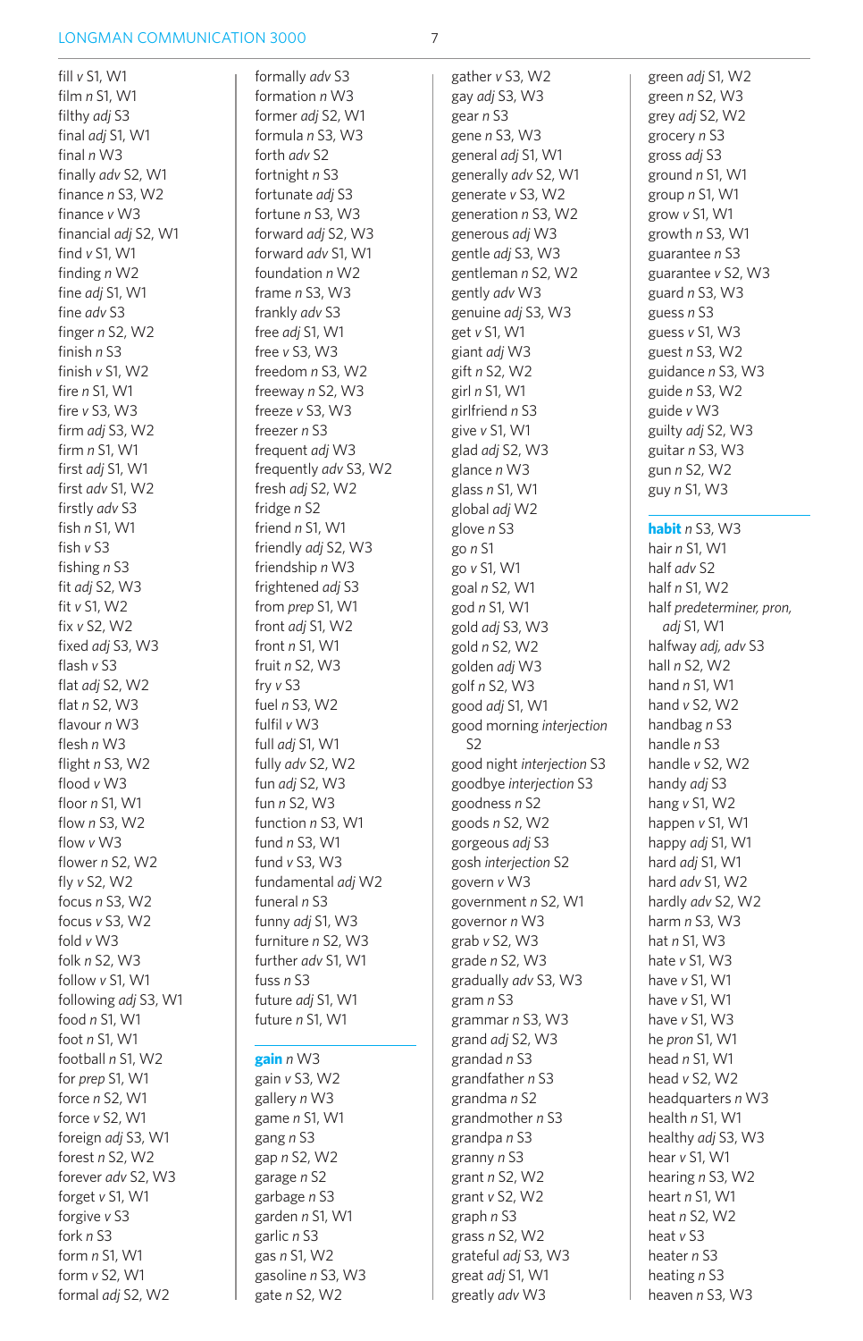fill *v* S1, W1
film *n* S1, W1
filthy *adj* S3
final *adj* S1, W1
final *n* W3
finally *adv* S2, W1
finance *n* S3, W2
finance *v* W3
financial *adj* S2, W1
find *v* S1, W1
finding *n* W2
fine *adj* S1, W1
fine *adv* S3
finger *n* S2, W2
finish *n* S3
finish *v* S1, W2
fire *n* S1, W1
fire *v* S3, W3
firm *adj* S3, W2
firm *n* S1, W1
first *adj* S1, W1
first *adv* S1, W2
firstly *adv* S3
fish *n* S1, W1
fish *v* S3
fishing *n* S3
fit *adj* S2, W3
fit *v* S1, W2
fix *v* S2, W2
fixed *adj* S3, W3
flash *v* S3
flat *adj* S2, W2
flat *n* S2, W3
flavour *n* W3
flesh *n* W3
flight *n* S3, W2
flood *v* W3
floor *n* S1, W1
flow *n* S3, W2
flow *v* W3
flower *n* S2, W2
fly *v* S2, W2
focus *n* S3, W2
focus *v* S3, W2
fold *v* W3
folk *n* S2, W3
follow *v* S1, W1
following *adj* S3, W1
food *n* S1, W1
foot *n* S1, W1
football *n* S1, W2
for *prep* S1, W1
force *n* S2, W1
force *v* S2, W1
foreign *adj* S3, W1
forest *n* S2, W2
forever *adv* S2, W3
forget *v* S1, W1
forgive *v* S3
fork *n* S3
form *n* S1, W1
form *v* S2, W1
formal *adj* S2, W2
formally *adv* S3
formation *n* W3
former *adj* S2, W1
formula *n* S3, W3
forth *adv* S2
fortnight *n* S3
fortunate *adj* S3
fortune *n* S3, W3
forward *adj* S2, W3
forward *adv* S1, W1
foundation *n* W2
frame *n* S3, W3
frankly *adv* S3
free *adj* S1, W1
free *v* S3, W3
freedom *n* S3, W2
freeway *n* S2, W3
freeze *v* S3, W3
freezer *n* S3
frequent *adj* W3
frequently *adv* S3, W2
fresh *adj* S2, W2
fridge *n* S2
friend *n* S1, W1
friendly *adj* S2, W3
friendship *n* W3
frightened *adj* S3
from *prep* S1, W1
front *adj* S1, W2
front *n* S1, W1
fruit *n* S2, W3
fry *v* S3
fuel *n* S3, W2
fulfil *v* W3
full *adj* S1, W1
fully *adv* S2, W2
fun *adj* S2, W3
fun *n* S2, W3
function *n* S3, W1
fund *n* S3, W1
fund *v* S3, W3
fundamental *adj* W2
funeral *n* S3
funny *adj* S1, W3
furniture *n* S2, W3
further *adv* S1, W1
fuss *n* S3
future *adj* S1, W1
future *n* S1, W1

**gain** *n* W3
gain *v* S3, W2
gallery *n* W3
game *n* S1, W1
gang *n* S3
gap *n* S2, W2
garage *n* S2
garbage *n* S3
garden *n* S1, W1
garlic *n* S3
gas *n* S1, W2
gasoline *n* S3, W3
gate *n* S2, W2
gather *v* S3, W2
gay *adj* S3, W3
gear *n* S3
gene *n* S3, W3
general *adj* S1, W1
generally *adv* S2, W1
generate *v* S3, W2
generation *n* S3, W2
generous *adj* W3
gentle *adj* S3, W3
gentleman *n* S2, W2
gently *adv* W3
genuine *adj* S3, W3
get *v* S1, W1
giant *adj* W3
gift *n* S2, W2
girl *n* S1, W1
girlfriend *n* S3
give *v* S1, W1
glad *adj* S2, W3
glance *n* W3
glass *n* S1, W1
global *adj* W2
glove *n* S3
go *n* S1
go *v* S1, W1
goal *n* S2, W1
god *n* S1, W1
gold *adj* S3, W3
gold *n* S2, W2
golden *adj* W3
golf *n* S2, W3
good *adj* S1, W1
good morning *interjection* S2
good night *interjection* S3
goodbye *interjection* S3
goodness *n* S2
goods *n* S2, W2
gorgeous *adj* S3
gosh *interjection* S2
govern *v* W3
government *n* S2, W1
governor *n* W3
grab *v* S2, W3
grade *n* S2, W3
gradually *adv* S3, W3
gram *n* S3
grammar *n* S3, W3
grand *adj* S2, W3
grandad *n* S3
grandfather *n* S3
grandma *n* S2
grandmother *n* S3
grandpa *n* S3
granny *n* S3
grant *n* S2, W2
grant *v* S2, W2
graph *n* S3
grass *n* S2, W2
grateful *adj* S3, W3
great *adj* S1, W1
greatly *adv* W3
green *adj* S1, W2
green *n* S2, W3
grey *adj* S2, W2
grocery *n* S3
gross *adj* S3
ground *n* S1, W1
group *n* S1, W1
grow *v* S1, W1
growth *n* S3, W1
guarantee *n* S3
guarantee *v* S2, W3
guard *n* S3, W3
guess *n* S3
guess *v* S1, W3
guest *n* S3, W2
guidance *n* S3, W3
guide *n* S3, W2
guide *v* W3
guilty *adj* S2, W3
guitar *n* S3, W3
gun *n* S2, W2
guy *n* S1, W3

**habit** *n* S3, W3
hair *n* S1, W1
half *adv* S2
half *n* S1, W2
half *predeterminer, pron, adj* S1, W1
halfway *adj, adv* S3
hall *n* S2, W2
hand *n* S1, W1
hand *v* S2, W2
handbag *n* S3
handle *n* S3
handle *v* S2, W2
handy *adj* S3
hang *v* S1, W2
happen *v* S1, W1
happy *adj* S1, W1
hard *adj* S1, W1
hard *adv* S1, W2
hardly *adv* S2, W2
harm *n* S3, W3
hat *n* S1, W3
hate *v* S1, W3
have *v* S1, W1
have *v* S1, W1
have *v* S1, W3
he *pron* S1, W1
head *n* S1, W1
head *v* S2, W2
headquarters *n* W3
health *n* S1, W1
healthy *adj* S3, W3
hear *v* S1, W1
hearing *n* S3, W2
heart *n* S1, W1
heat *n* S2, W2
heat *v* S3
heater *n* S3
heating *n* S3
heaven *n* S3, W3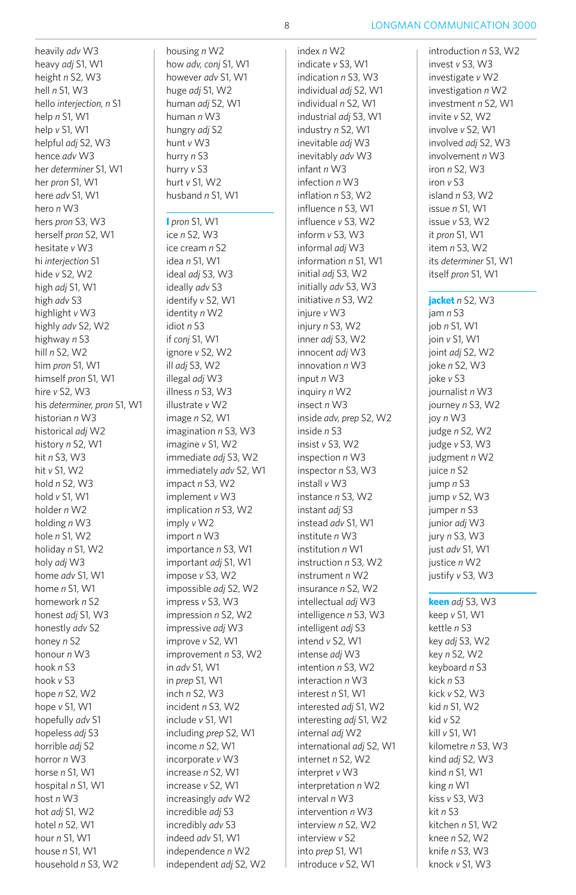heavily *adv* W3
heavy *adj* S1, W1
height *n* S2, W3
hell *n* S1, W3
hello *interjection, n* S1
help *n* S1, W1
help *v* S1, W1
helpful *adj* S2, W3
hence *adv* W3
her *determiner* S1, W1
her *pron* S1, W1
here *adv* S1, W1
hero *n* W3
hers *pron* S3, W3
herself *pron* S2, W1
hesitate *v* W3
hi *interjection* S1
hide *v* S2, W2
high *adj* S1, W1
high *adv* S3
highlight *v* W3
highly *adv* S2, W2
highway *n* S3
hill *n* S2, W2
him *pron* S1, W1
himself *pron* S1, W1
hire *v* S2, W3
his *determiner, pron* S1, W1
historian *n* W3
historical *adj* W2
history *n* S2, W1
hit *n* S3, W3
hit *v* S1, W2
hold *n* S2, W3
hold *v* S1, W1
holder *n* W2
holding *n* W3
hole *n* S1, W2
holiday *n* S1, W2
holy *adj* W3
home *adv* S1, W1
home *n* S1, W1
homework *n* S2
honest *adj* S1, W3
honestly *adv* S2
honey *n* S2
honour *n* W3
hook *n* S3
hook *v* S3
hope *n* S2, W2
hope *v* S1, W1
hopefully *adv* S1
hopeless *adj* S3
horrible *adj* S2
horror *n* W3
horse *n* S1, W1
hospital *n* S1, W1
host *n* W3
hot *adj* S1, W2
hotel *n* S2, W1
hour *n* S1, W1
house *n* S1, W1
household *n* S3, W2
housing *n* W2
how *adv, conj* S1, W1
however *adv* S1, W1
huge *adj* S1, W2
human *adj* S2, W1
human *n* W3
hungry *adj* S2
hunt *v* W3
hurry *n* S3
hurry *v* S3
hurt *v* S1, W2
husband *n* S1, W1

**I** *pron* S1, W1
ice *n* S2, W3
ice cream *n* S2
idea *n* S1, W1
ideal *adj* S3, W3
ideally *adv* S3
identify *v* S2, W1
identity *n* W2
idiot *n* S3
if *conj* S1, W1
ignore *v* S2, W2
ill *adj* S3, W2
illegal *adj* W3
illness *n* S3, W3
illustrate *v* W2
image *n* S2, W1
imagination *n* S3, W3
imagine *v* S1, W2
immediate *adj* S3, W2
immediately *adv* S2, W1
impact *n* S3, W2
implement *v* W3
implication *n* S3, W2
imply *v* W2
import *n* W3
importance *n* S3, W1
important *adj* S1, W1
impose *v* S3, W2
impossible *adj* S2, W2
impress *v* S3, W3
impression *n* S2, W2
impressive *adj* W3
improve *v* S2, W1
improvement *n* S3, W2
in *adv* S1, W1
in *prep* S1, W1
inch *n* S2, W3
incident *n* S3, W2
include *v* S1, W1
including *prep* S2, W1
income *n* S2, W1
incorporate *v* W3
increase *n* S2, W1
increase *v* S2, W1
increasingly *adv* W2
incredible *adj* S3
incredibly *adv* S3
indeed *adv* S1, W1
independence *n* W2
independent *adj* S2, W2
index *n* W2
indicate *v* S3, W1
indication *n* S3, W3
individual *adj* S2, W1
individual *n* S2, W1
industrial *adj* S3, W1
industry *n* S2, W1
inevitable *adj* W3
inevitably *adv* W3
infant *n* W3
infection *n* W3
inflation *n* S3, W2
influence *n* S3, W1
influence *v* S3, W2
inform *v* S3, W3
informal *adj* W3
information *n* S1, W1
initial *adj* S3, W2
initially *adv* S3, W3
initiative *n* S3, W2
injure *v* W3
injury *n* S3, W2
inner *adj* S3, W2
innocent *adj* W3
innovation *n* W3
input *n* W3
inquiry *n* W2
insect *n* W3
inside *adv, prep* S2, W2
inside *n* S3
insist *v* S3, W2
inspection *n* W3
inspector *n* S3, W3
install *v* W3
instance *n* S3, W2
instant *adj* S3
instead *adv* S1, W1
institute *n* W3
institution *n* W1
instruction *n* S3, W2
instrument *n* W2
insurance *n* S2, W2
intellectual *adj* W3
intelligence *n* S3, W3
intelligent *adj* S3
intend *v* S2, W1
intense *adj* W3
intention *n* S3, W2
interaction *n* W3
interest *n* S1, W1
interested *adj* S1, W2
interesting *adj* S1, W2
internal *adj* W2
international *adj* S2, W1
internet *n* S2, W2
interpret *v* W3
interpretation *n* W2
interval *n* W3
intervention *n* W3
interview *n* S2, W2
interview *v* S2
into *prep* S1, W1
introduce *v* S2, W1
introduction *n* S3, W2
invest *v* S3, W3
investigate *v* W2
investigation *n* W2
investment *n* S2, W1
invite *v* S2, W2
involve *v* S2, W1
involved *adj* S2, W3
involvement *n* W3
iron *n* S2, W3
iron *v* S3
island *n* S3, W2
issue *n* S1, W1
issue *v* S3, W2
it *pron* S1, W1
item *n* S3, W2
its *determiner* S1, W1
itself *pron* S1, W1

**jacket** *n* S2, W3
jam *n* S3
job *n* S1, W1
join *v* S1, W1
joint *adj* S2, W2
joke *n* S2, W3
joke *v* S3
journalist *n* W3
journey *n* S3, W2
joy *n* W3
judge *n* S2, W2
judge *v* S3, W3
judgment *n* W2
juice *n* S2
jump *n* S3
jump *v* S2, W3
jumper *n* S3
junior *adj* W3
jury *n* S3, W3
just *adv* S1, W1
justice *n* W2
justify *v* S3, W3

**keen** *adj* S3, W3
keep *v* S1, W1
kettle *n* S3
key *adj* S3, W2
key *n* S2, W2
keyboard *n* S3
kick *n* S3
kick *v* S2, W3
kid *n* S1, W2
kid *v* S2
kill *v* S1, W1
kilometre *n* S3, W3
kind *adj* S2, W3
kind *n* S1, W1
king *n* W1
kiss *v* S3, W3
kit *n* S3
kitchen *n* S1, W2
knee *n* S2, W2
knife *n* S3, W3
knock *v* S1, W3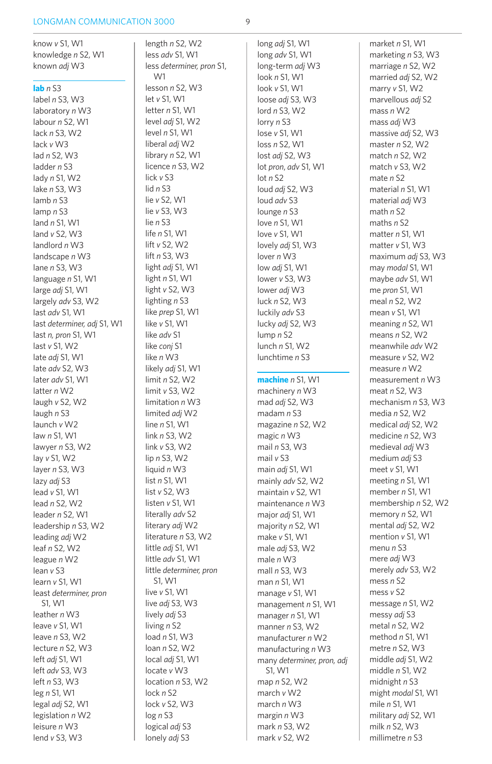know *v* S1, W1
knowledge *n* S2, W1
known *adj* W3

**lab** *n* S3
label *n* S3, W3
laboratory *n* W3
labour *n* S2, W1
lack *n* S3, W2
lack *v* W3
lad *n* S2, W3
ladder *n* S3
lady *n* S1, W2
lake *n* S3, W3
lamb *n* S3
lamp *n* S3
land *n* S1, W1
land *v* S2, W3
landlord *n* W3
landscape *n* W3
lane *n* S3, W3
language *n* S1, W1
large *adj* S1, W1
largely *adv* S3, W2
last *adv* S1, W1
last *determiner, adj* S1, W1
last *n, pron* S1, W1
last *v* S1, W2
late *adj* S1, W1
late *adv* S2, W3
later *adv* S1, W1
latter *n* W2
laugh *v* S2, W2
laugh *n* S3
launch *v* W2
law *n* S1, W1
lawyer *n* S3, W2
lay *v* S1, W2
layer *n* S3, W3
lazy *adj* S3
lead *v* S1, W1
lead *n* S2, W2
leader *n* S2, W1
leadership *n* S3, W2
leading *adj* W2
leaf *n* S2, W2
league *n* W2
lean *v* S3
learn *v* S1, W1
least *determiner, pron* S1, W1
leather *n* W3
leave *v* S1, W1
leave *n* S3, W2
lecture *n* S2, W3
left *adj* S1, W1
left *adv* S3, W3
left *n* S3, W3
leg *n* S1, W1
legal *adj* S2, W1
legislation *n* W2
leisure *n* W3
lend *v* S3, W3
length *n* S2, W2
less *adv* S1, W1
less *determiner, pron* S1, W1
lesson *n* S2, W3
let *v* S1, W1
letter *n* S1, W1
level *adj* S1, W2
level *n* S1, W1
liberal *adj* W2
library *n* S2, W1
licence *n* S3, W2
lick *v* S3
lid *n* S3
lie *v* S2, W1
lie *v* S3, W3
lie *n* S3
life *n* S1, W1
lift *v* S2, W2
lift *n* S3, W3
light *adj* S1, W1
light *n* S1, W1
light *v* S2, W3
lighting *n* S3
like *prep* S1, W1
like *v* S1, W1
like *adv* S1
like *conj* S1
like *n* W3
likely *adj* S1, W1
limit *n* S2, W2
limit *v* S3, W2
limitation *n* W3
limited *adj* W2
line *n* S1, W1
link *n* S3, W2
link *v* S3, W2
lip *n* S3, W2
liquid *n* W3
list *n* S1, W1
list *v* S2, W3
listen *v* S1, W1
literally *adv* S2
literary *adj* W2
literature *n* S3, W2
little *adj* S1, W1
little *adv* S1, W1
little *determiner, pron* S1, W1
live *v* S1, W1
live *adj* S3, W3
lively *adj* S3
living *n* S2
load *n* S1, W3
loan *n* S2, W2
local *adj* S1, W1
locate *v* W3
location *n* S3, W2
lock *n* S2
lock *v* S2, W3
log *n* S3
logical *adj* S3
lonely *adj* S3
long *adj* S1, W1
long *adv* S1, W1
long-term *adj* W3
look *n* S1, W1
look *v* S1, W1
loose *adj* S3, W3
lord *n* S3, W2
lorry *n* S3
lose *v* S1, W1
loss *n* S2, W1
lost *adj* S2, W3
lot *pron, adv* S1, W1
lot *n* S2
loud *adj* S2, W3
loud *adv* S3
lounge *n* S3
love *n* S1, W1
love *v* S1, W1
lovely *adj* S1, W3
lover *n* W3
low *adj* S1, W1
lower *v* S3, W3
lower *adj* W3
luck *n* S2, W3
luckily *adv* S3
lucky *adj* S2, W3
lump *n* S2
lunch *n* S1, W2
lunchtime *n* S3

**machine** *n* S1, W1
machinery *n* W3
mad *adj* S2, W3
madam *n* S3
magazine *n* S2, W2
magic *n* W3
mail *n* S3, W3
mail *v* S3
main *adj* S1, W1
mainly *adv* S2, W2
maintain *v* S2, W1
maintenance *n* W3
major *adj* S1, W1
majority *n* S2, W1
make *v* S1, W1
male *adj* S3, W2
male *n* W3
mall *n* S3, W3
man *n* S1, W1
manage *v* S1, W1
management *n* S1, W1
manager *n* S1, W1
manner *n* S3, W2
manufacturer *n* W2
manufacturing *n* W3
many *determiner, pron, adj* S1, W1
map *n* S2, W2
march *v* W2
march *n* W3
margin *n* W3
mark *n* S3, W2
mark *v* S2, W2
market *n* S1, W1
marketing *n* S3, W3
marriage *n* S2, W2
married *adj* S2, W2
marry *v* S1, W2
marvellous *adj* S2
mass *n* W2
mass *adj* W3
massive *adj* S2, W3
master *n* S2, W2
match *n* S2, W2
match *v* S3, W2
mate *n* S2
material *n* S1, W1
material *adj* W3
math *n* S2
maths *n* S2
matter *n* S1, W1
matter *v* S1, W3
maximum *adj* S3, W3
may *modal* S1, W1
maybe *adv* S1, W1
me *pron* S1, W1
meal *n* S2, W2
mean *v* S1, W1
meaning *n* S2, W1
means *n* S2, W2
meanwhile *adv* W2
measure *v* S2, W2
measure *n* W2
measurement *n* W3
meat *n* S2, W3
mechanism *n* S3, W3
media *n* S2, W2
medical *adj* S2, W2
medicine *n* S2, W3
medieval *adj* W3
medium *adj* S3
meet *v* S1, W1
meeting *n* S1, W1
member *n* S1, W1
membership *n* S2, W2
memory *n* S2, W1
mental *adj* S2, W2
mention *v* S1, W1
menu *n* S3
mere *adj* W3
merely *adv* S3, W2
mess *n* S2
mess *v* S2
message *n* S1, W2
messy *adj* S3
metal *n* S2, W2
method *n* S1, W1
metre *n* S2, W3
middle *adj* S1, W2
middle *n* S1, W2
midnight *n* S3
might *modal* S1, W1
mile *n* S1, W1
military *adj* S2, W1
milk *n* S2, W3
millimetre *n* S3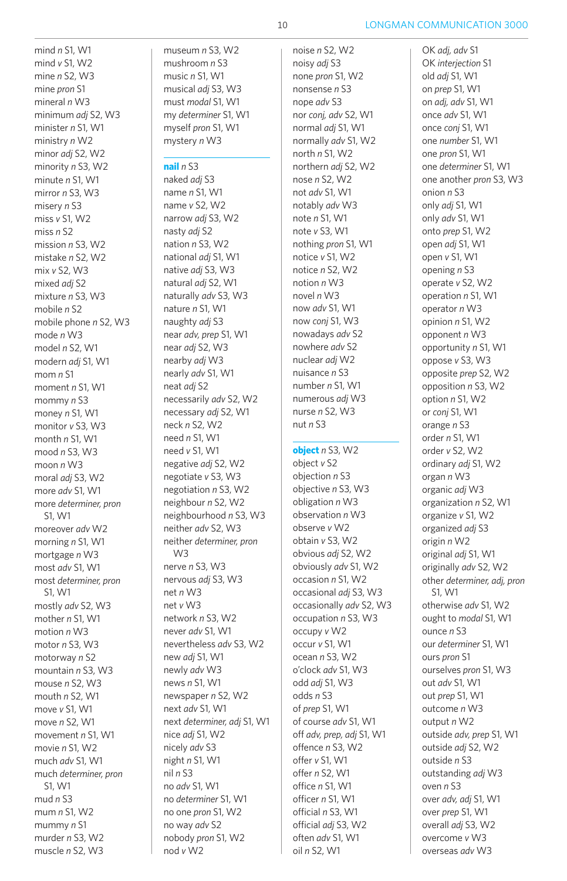mind *n* S1, W1
mind *v* S1, W2
mine *n* S2, W3
mine *pron* S1
mineral *n* W3
minimum *adj* S2, W3
minister *n* S1, W1
ministry *n* W2
minor *adj* S2, W2
minority *n* S3, W2
minute *n* S1, W1
mirror *n* S3, W3
misery *n* S3
miss *v* S1, W2
miss *n* S2
mission *n* S3, W2
mistake *n* S2, W2
mix *v* S2, W3
mixed *adj* S2
mixture *n* S3, W3
mobile *n* S2
mobile phone *n* S2, W3
mode *n* W3
model *n* S2, W1
modern *adj* S1, W1
mom *n* S1
moment *n* S1, W1
mommy *n* S3
money *n* S1, W1
monitor *v* S3, W3
month *n* S1, W1
mood *n* S3, W3
moon *n* W3
moral *adj* S3, W2
more *adv* S1, W1
more *determiner, pron* S1, W1
moreover *adv* W2
morning *n* S1, W1
mortgage *n* W3
most *adv* S1, W1
most *determiner, pron* S1, W1
mostly *adv* S2, W3
mother *n* S1, W1
motion *n* W3
motor *n* S3, W3
motorway *n* S2
mountain *n* S3, W3
mouse *n* S2, W3
mouth *n* S2, W1
move *v* S1, W1
move *n* S2, W1
movement *n* S1, W1
movie *n* S1, W2
much *adv* S1, W1
much *determiner, pron* S1, W1
mud *n* S3
mum *n* S1, W2
mummy *n* S1
murder *n* S3, W2
muscle *n* S2, W3
museum *n* S3, W2
mushroom *n* S3
music *n* S1, W1
musical *adj* S3, W3
must *modal* S1, W1
my *determiner* S1, W1
myself *pron* S1, W1
mystery *n* W3

**nail** *n* S3
naked *adj* S3
name *n* S1, W1
name *v* S2, W2
narrow *adj* S3, W2
nasty *adj* S2
nation *n* S3, W2
national *adj* S1, W1
native *adj* S3, W3
natural *adj* S2, W1
naturally *adv* S3, W3
nature *n* S1, W1
naughty *adj* S3
near *adv, prep* S1, W1
near *adj* S2, W3
nearby *adj* W3
nearly *adv* S1, W1
neat *adj* S2
necessarily *adv* S2, W2
necessary *adj* S2, W1
neck *n* S2, W2
need *n* S1, W1
need *v* S1, W1
negative *adj* S2, W2
negotiate *v* S3, W3
negotiation *n* S3, W2
neighbour *n* S2, W2
neighbourhood *n* S3, W3
neither *adv* S2, W3
neither *determiner, pron* W3
nerve *n* S3, W3
nervous *adj* S3, W3
net *n* W3
net *v* W3
network *n* S3, W2
never *adv* S1, W1
nevertheless *adv* S3, W2
new *adj* S1, W1
newly *adv* W3
news *n* S1, W1
newspaper *n* S2, W2
next *adv* S1, W1
next *determiner, adj* S1, W1
nice *adj* S1, W2
nicely *adv* S3
night *n* S1, W1
nil *n* S3
no *adv* S1, W1
no *determiner* S1, W1
no one *pron* S1, W2
no way *adv* S2
nobody *pron* S1, W2
nod *v* W2
noise *n* S2, W2
noisy *adj* S3
none *pron* S1, W2
nonsense *n* S3
nope *adv* S3
nor *conj, adv* S2, W1
normal *adj* S1, W1
normally *adv* S1, W2
north *n* S1, W2
northern *adj* S2, W2
nose *n* S2, W2
not *adv* S1, W1
notably *adv* W3
note *n* S1, W1
note *v* S3, W1
nothing *pron* S1, W1
notice *v* S1, W2
notice *n* S2, W2
notion *n* W3
novel *n* W3
now *adv* S1, W1
now *conj* S1, W3
nowadays *adv* S2
nowhere *adv* S2
nuclear *adj* W2
nuisance *n* S3
number *n* S1, W1
numerous *adj* W3
nurse *n* S2, W3
nut *n* S3

**object** *n* S3, W2
object *v* S2
objection *n* S3
objective *n* S3, W3
obligation *n* W3
observation *n* W3
observe *v* W2
obtain *v* S3, W2
obvious *adj* S2, W2
obviously *adv* S1, W2
occasion *n* S1, W2
occasional *adj* S3, W3
occasionally *adv* S2, W3
occupation *n* S3, W3
occupy *v* W2
occur *v* S1, W1
ocean *n* S3, W2
o'clock *adv* S1, W3
odd *adj* S1, W3
odds *n* S3
of *prep* S1, W1
of course *adv* S1, W1
off *adv, prep, adj* S1, W1
offence *n* S3, W2
offer *v* S1, W1
offer *n* S2, W1
office *n* S1, W1
officer *n* S1, W1
official *n* S3, W1
official *adj* S3, W2
often *adv* S1, W1
oil *n* S2, W1
OK *adj, adv* S1
OK *interjection* S1
old *adj* S1, W1
on *prep* S1, W1
on *adj, adv* S1, W1
once *adv* S1, W1
once *conj* S1, W1
one *number* S1, W1
one *pron* S1, W1
one *determiner* S1, W1
one another *pron* S3, W3
onion *n* S3
only *adj* S1, W1
only *adv* S1, W1
onto *prep* S1, W2
open *adj* S1, W1
open *v* S1, W1
opening *n* S3
operate *v* S2, W2
operation *n* S1, W1
operator *n* W3
opinion *n* S1, W2
opponent *n* W3
opportunity *n* S1, W1
oppose *v* S3, W3
opposite *prep* S2, W2
opposition *n* S3, W2
option *n* S1, W2
or *conj* S1, W1
orange *n* S3
order *n* S1, W1
order *v* S2, W2
ordinary *adj* S1, W2
organ *n* W3
organic *adj* W3
organization *n* S2, W1
organize *v* S1, W2
organized *adj* S3
origin *n* W2
original *adj* S1, W1
originally *adv* S2, W2
other *determiner, adj, pron* S1, W1
otherwise *adv* S1, W2
ought to *modal* S1, W1
ounce *n* S3
our *determiner* S1, W1
ours *pron* S1
ourselves *pron* S1, W3
out *adv* S1, W1
out *prep* S1, W1
outcome *n* W3
output *n* W2
outside *adv, prep* S1, W1
outside *adj* S2, W2
outside *n* S3
outstanding *adj* W3
oven *n* S3
over *adv, adj* S1, W1
over *prep* S1, W1
overall *adj* S3, W2
overcome *v* W3
overseas *adv* W3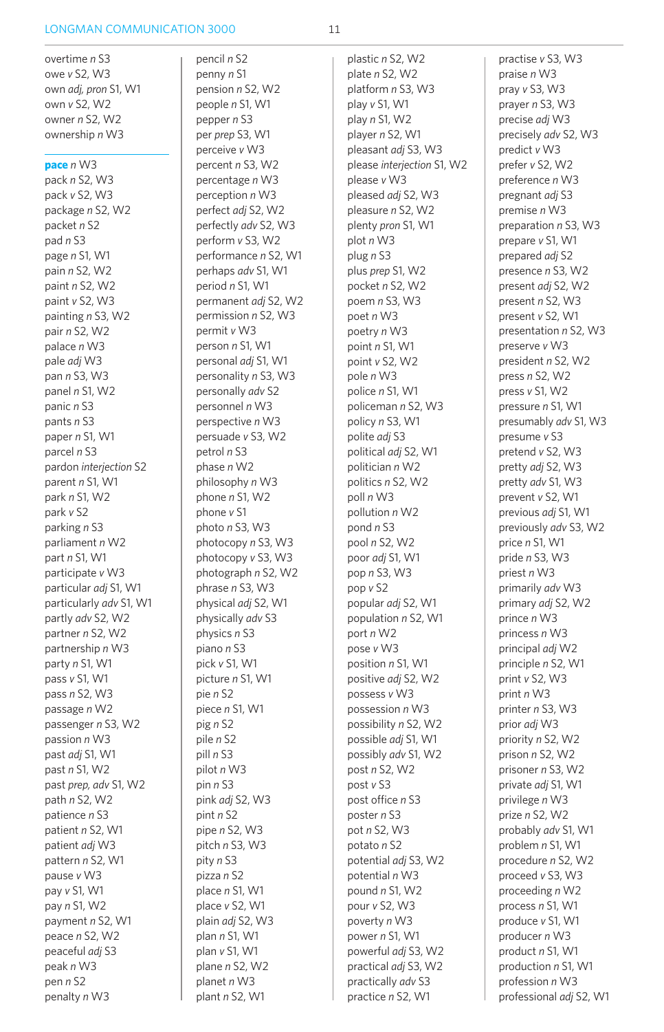overtime *n* S3
owe *v* S2, W3
own *adj, pron* S1, W1
own *v* S2, W2
owner *n* S2, W2
ownership *n* W3

**pace** *n* W3
pack *n* S2, W3
pack *v* S2, W3
package *n* S2, W2
packet *n* S2
pad *n* S3
page *n* S1, W1
pain *n* S2, W2
paint *n* S2, W2
paint *v* S2, W3
painting *n* S3, W2
pair *n* S2, W2
palace *n* W3
pale *adj* W3
pan *n* S3, W3
panel *n* S1, W2
panic *n* S3
pants *n* S3
paper *n* S1, W1
parcel *n* S3
pardon *interjection* S2
parent *n* S1, W1
park *n* S1, W2
park *v* S2
parking *n* S3
parliament *n* W2
part *n* S1, W1
participate *v* W3
particular *adj* S1, W1
particularly *adv* S1, W1
partly *adv* S2, W2
partner *n* S2, W2
partnership *n* W3
party *n* S1, W1
pass *v* S1, W1
pass *n* S2, W3
passage *n* W2
passenger *n* S3, W2
passion *n* W3
past *adj* S1, W1
past *n* S1, W2
past *prep, adv* S1, W2
path *n* S2, W2
patience *n* S3
patient *n* S2, W1
patient *adj* W3
pattern *n* S2, W1
pause *v* W3
pay *v* S1, W1
pay *n* S1, W2
payment *n* S2, W1
peace *n* S2, W2
peaceful *adj* S3
peak *n* W3
pen *n* S2
penalty *n* W3
pencil *n* S2
penny *n* S1
pension *n* S2, W2
people *n* S1, W1
pepper *n* S3
per *prep* S3, W1
perceive *v* W3
percent *n* S3, W2
percentage *n* W3
perception *n* W3
perfect *adj* S2, W2
perfectly *adv* S2, W3
perform *v* S3, W2
performance *n* S2, W1
perhaps *adv* S1, W1
period *n* S1, W1
permanent *adj* S2, W2
permission *n* S2, W3
permit *v* W3
person *n* S1, W1
personal *adj* S1, W1
personality *n* S3, W3
personally *adv* S2
personnel *n* W3
perspective *n* W3
persuade *v* S3, W2
petrol *n* S3
phase *n* W2
philosophy *n* W3
phone *n* S1, W2
phone *v* S1
photo *n* S3, W3
photocopy *n* S3, W3
photocopy *v* S3, W3
photograph *n* S2, W2
phrase *n* S3, W3
physical *adj* S2, W1
physically *adv* S3
physics *n* S3
piano *n* S3
pick *v* S1, W1
picture *n* S1, W1
pie *n* S2
piece *n* S1, W1
pig *n* S2
pile *n* S2
pill *n* S3
pilot *n* W3
pin *n* S3
pink *adj* S2, W3
pint *n* S2
pipe *n* S2, W3
pitch *n* S3, W3
pity *n* S3
pizza *n* S2
place *n* S1, W1
place *v* S2, W1
plain *adj* S2, W3
plan *n* S1, W1
plan *v* S1, W1
plane *n* S2, W2
planet *n* W3
plant *n* S2, W1
plastic *n* S2, W2
plate *n* S2, W2
platform *n* S3, W3
play *v* S1, W1
play *n* S1, W2
player *n* S2, W1
pleasant *adj* S3, W3
please *interjection* S1, W2
please *v* W3
pleased *adj* S2, W3
pleasure *n* S2, W2
plenty *pron* S1, W1
plot *n* W3
plug *n* S3
plus *prep* S1, W2
pocket *n* S2, W2
poem *n* S3, W3
poet *n* W3
poetry *n* W3
point *n* S1, W1
point *v* S2, W2
pole *n* W3
police *n* S1, W1
policeman *n* S2, W3
policy *n* S3, W1
polite *adj* S3
political *adj* S2, W1
politician *n* W2
politics *n* S2, W2
poll *n* W3
pollution *n* W2
pond *n* S3
pool *n* S2, W2
poor *adj* S1, W1
pop *n* S3, W3
pop *v* S2
popular *adj* S2, W1
population *n* S2, W1
port *n* W2
pose *v* W3
position *n* S1, W1
positive *adj* S2, W2
possess *v* W3
possession *n* W3
possibility *n* S2, W2
possible *adj* S1, W1
possibly *adv* S1, W2
post *n* S2, W2
post *v* S3
post office *n* S3
poster *n* S3
pot *n* S2, W3
potato *n* S2
potential *adj* S3, W2
potential *n* W3
pound *n* S1, W2
pour *v* S2, W3
poverty *n* W3
power *n* S1, W1
powerful *adj* S3, W2
practical *adj* S3, W2
practically *adv* S3
practice *n* S2, W1
practise *v* S3, W3
praise *n* W3
pray *v* S3, W3
prayer *n* S3, W3
precise *adj* W3
precisely *adv* S2, W3
predict *v* W3
prefer *v* S2, W2
preference *n* W3
pregnant *adj* S3
premise *n* W3
preparation *n* S3, W3
prepare *v* S1, W1
prepared *adj* S2
presence *n* S3, W2
present *adj* S2, W2
present *n* S2, W3
present *v* S2, W1
presentation *n* S2, W3
preserve *v* W3
president *n* S2, W2
press *n* S2, W2
press *v* S1, W2
pressure *n* S1, W1
presumably *adv* S1, W3
presume *v* S3
pretend *v* S2, W3
pretty *adj* S2, W3
pretty *adv* S1, W3
prevent *v* S2, W1
previous *adj* S1, W1
previously *adv* S3, W2
price *n* S1, W1
pride *n* S3, W3
priest *n* W3
primarily *adv* W3
primary *adj* S2, W2
prince *n* W3
princess *n* W3
principal *adj* W2
principle *n* S2, W1
print *v* S2, W3
print *n* W3
printer *n* S3, W3
prior *adj* W3
priority *n* S2, W2
prison *n* S2, W2
prisoner *n* S3, W2
private *adj* S1, W1
privilege *n* W3
prize *n* S2, W2
probably *adv* S1, W1
problem *n* S1, W1
procedure *n* S2, W2
proceed *v* S3, W3
proceeding *n* W2
process *n* S1, W1
produce *v* S1, W1
producer *n* W3
product *n* S1, W1
production *n* S1, W1
profession *n* W3
professional *adj* S2, W1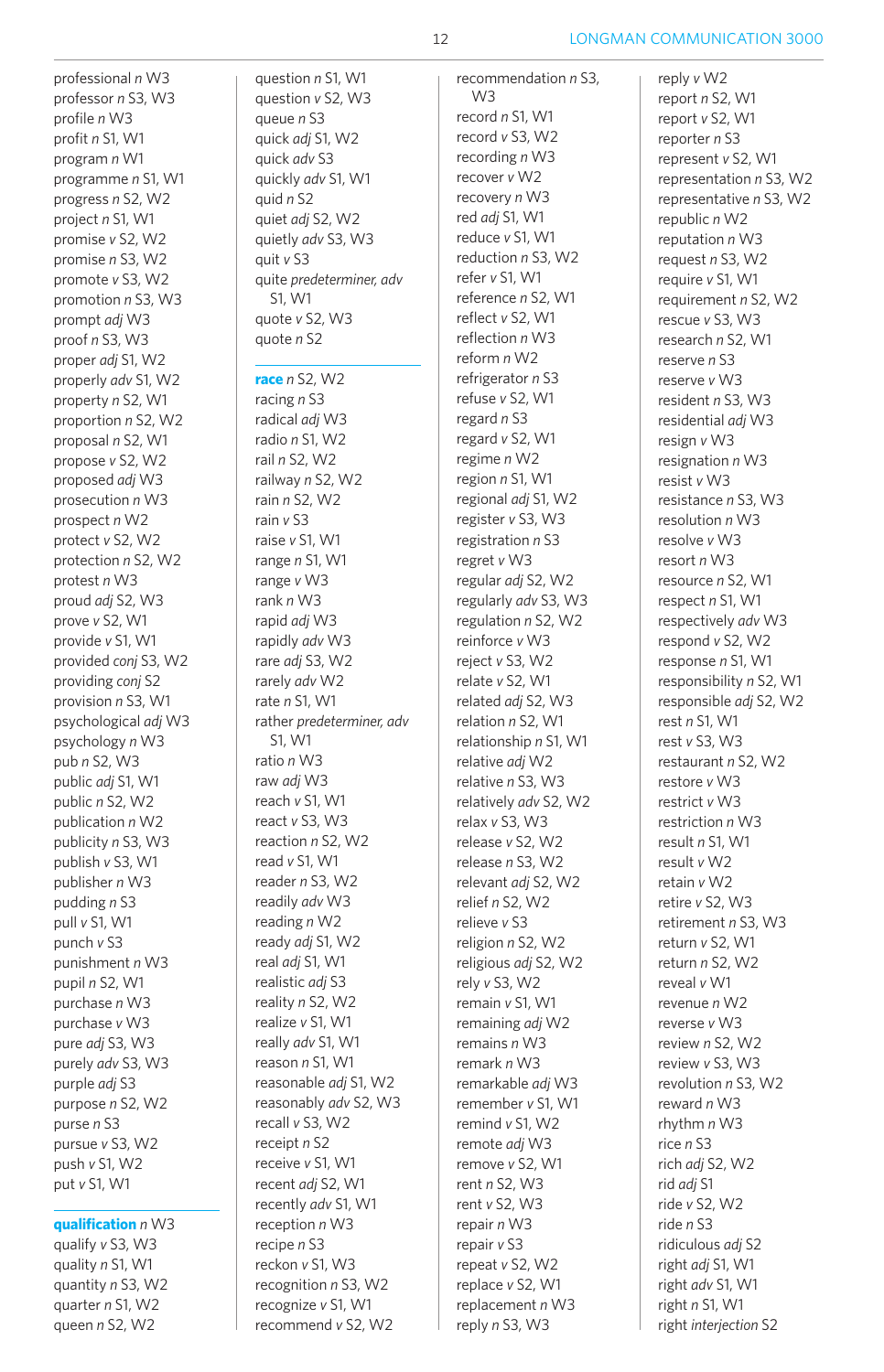professional *n* W3
professor *n* S3, W3
profile *n* W3
profit *n* S1, W1
program *n* W1
programme *n* S1, W1
progress *n* S2, W2
project *n* S1, W1
promise *v* S2, W2
promise *n* S3, W2
promote *v* S3, W2
promotion *n* S3, W3
prompt *adj* W3
proof *n* S3, W3
proper *adj* S1, W2
properly *adv* S1, W2
property *n* S2, W1
proportion *n* S2, W2
proposal *n* S2, W1
propose *v* S2, W2
proposed *adj* W3
prosecution *n* W3
prospect *n* W2
protect *v* S2, W2
protection *n* S2, W2
protest *n* W3
proud *adj* S2, W3
prove *v* S2, W1
provide *v* S1, W1
provided *conj* S3, W2
providing *conj* S2
provision *n* S3, W1
psychological *adj* W3
psychology *n* W3
pub *n* S2, W3
public *adj* S1, W1
public *n* S2, W2
publication *n* W2
publicity *n* S3, W3
publish *v* S3, W1
publisher *n* W3
pudding *n* S3
pull *v* S1, W1
punch *v* S3
punishment *n* W3
pupil *n* S2, W1
purchase *n* W3
purchase *v* W3
pure *adj* S3, W3
purely *adv* S3, W3
purple *adj* S3
purpose *n* S2, W2
purse *n* S3
pursue *v* S3, W2
push *v* S1, W2
put *v* S1, W1

**qualification** *n* W3
qualify *v* S3, W3
quality *n* S1, W1
quantity *n* S3, W2
quarter *n* S1, W2
queen *n* S2, W2
question *n* S1, W1
question *v* S2, W3
queue *n* S3
quick *adj* S1, W2
quick *adv* S3
quickly *adv* S1, W1
quid *n* S2
quiet *adj* S2, W2
quietly *adv* S3, W3
quit *v* S3
quite *predeterminer, adv* S1, W1
quote *v* S2, W3
quote *n* S2

**race** *n* S2, W2
racing *n* S3
radical *adj* W3
radio *n* S1, W2
rail *n* S2, W2
railway *n* S2, W2
rain *n* S2, W2
rain *v* S3
raise *v* S1, W1
range *n* S1, W1
range *v* W3
rank *n* W3
rapid *adj* W3
rapidly *adv* W3
rare *adj* S3, W2
rarely *adv* W2
rate *n* S1, W1
rather *predeterminer, adv* S1, W1
ratio *n* W3
raw *adj* W3
reach *v* S1, W1
react *v* S3, W3
reaction *n* S2, W2
read *v* S1, W1
reader *n* S3, W2
readily *adv* W3
reading *n* W2
ready *adj* S1, W2
real *adj* S1, W1
realistic *adj* S3
reality *n* S2, W2
realize *v* S1, W1
really *adv* S1, W1
reason *n* S1, W1
reasonable *adj* S1, W2
reasonably *adv* S2, W3
recall *v* S3, W2
receipt *n* S2
receive *v* S1, W1
recent *adj* S2, W1
recently *adv* S1, W1
reception *n* W3
recipe *n* S3
reckon *v* S1, W3
recognition *n* S3, W2
recognize *v* S1, W1
recommend *v* S2, W2
recommendation *n* S3, W3
record *n* S1, W1
record *v* S3, W2
recording *n* W3
recover *v* W2
recovery *n* W3
red *adj* S1, W1
reduce *v* S1, W1
reduction *n* S3, W2
refer *v* S1, W1
reference *n* S2, W1
reflect *v* S2, W1
reflection *n* W3
reform *n* W2
refrigerator *n* S3
refuse *v* S2, W1
regard *n* S3
regard *v* S2, W1
regime *n* W2
region *n* S1, W1
regional *adj* S1, W2
register *v* S3, W3
registration *n* S3
regret *v* W3
regular *adj* S2, W2
regularly *adv* S3, W3
regulation *n* S2, W2
reinforce *v* W3
reject *v* S3, W2
relate *v* S2, W1
related *adj* S2, W3
relation *n* S2, W1
relationship *n* S1, W1
relative *adj* W2
relative *n* S3, W3
relatively *adv* S2, W2
relax *v* S3, W3
release *v* S2, W2
release *n* S3, W2
relevant *adj* S2, W2
relief *n* S2, W2
relieve *v* S3
religion *n* S2, W2
religious *adj* S2, W2
rely *v* S3, W2
remain *v* S1, W1
remaining *adj* W2
remains *n* W3
remark *n* W3
remarkable *adj* W3
remember *v* S1, W1
remind *v* S1, W2
remote *adj* W3
remove *v* S2, W1
rent *n* S2, W3
rent *v* S2, W3
repair *n* W3
repair *v* S3
repeat *v* S2, W2
replace *v* S2, W1
replacement *n* W3
reply *n* S3, W3
reply *v* W2
report *n* S2, W1
report *v* S2, W1
reporter *n* S3
represent *v* S2, W1
representation *n* S3, W2
representative *n* S3, W2
republic *n* W2
reputation *n* W3
request *n* S3, W2
require *v* S1, W1
requirement *n* S2, W2
rescue *v* S3, W3
research *n* S2, W1
reserve *n* S3
reserve *v* W3
resident *n* S3, W3
residential *adj* W3
resign *v* W3
resignation *n* W3
resist *v* W3
resistance *n* S3, W3
resolution *n* W3
resolve *v* W3
resort *n* W3
resource *n* S2, W1
respect *n* S1, W1
respectively *adv* W3
respond *v* S2, W2
response *n* S1, W1
responsibility *n* S2, W1
responsible *adj* S2, W2
rest *n* S1, W1
rest *v* S3, W3
restaurant *n* S2, W2
restore *v* W3
restrict *v* W3
restriction *n* W3
result *n* S1, W1
result *v* W2
retain *v* W2
retire *v* S2, W3
retirement *n* S3, W3
return *v* S2, W1
return *n* S2, W2
reveal *v* W1
revenue *n* W2
reverse *v* W3
review *n* S2, W2
review *v* S3, W3
revolution *n* S3, W2
reward *n* W3
rhythm *n* W3
rice *n* S3
rich *adj* S2, W2
rid *adj* S1
ride *v* S2, W2
ride *n* S3
ridiculous *adj* S2
right *adj* S1, W1
right *adv* S1, W1
right *n* S1, W1
right *interjection* S2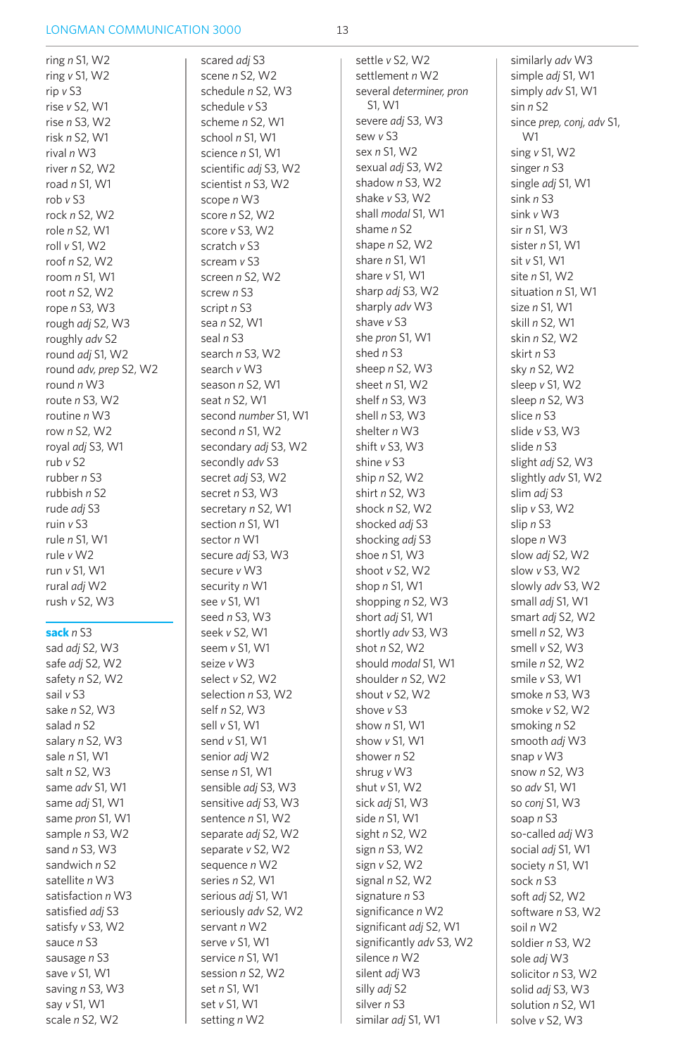ring *n* S1, W2
ring *v* S1, W2
rip *v* S3
rise *v* S2, W1
rise *n* S3, W2
risk *n* S2, W1
rival *n* W3
river *n* S2, W2
road *n* S1, W1
rob *v* S3
rock *n* S2, W2
role *n* S2, W1
roll *v* S1, W2
roof *n* S2, W2
room *n* S1, W1
root *n* S2, W2
rope *n* S3, W3
rough *adj* S2, W3
roughly *adv* S2
round *adj* S1, W2
round *adv, prep* S2, W2
round *n* W3
route *n* S3, W2
routine *n* W3
row *n* S2, W2
royal *adj* S3, W1
rub *v* S2
rubber *n* S3
rubbish *n* S2
rude *adj* S3
ruin *v* S3
rule *n* S1, W1
rule *v* W2
run *v* S1, W1
rural *adj* W2
rush *v* S2, W3

**sack** *n* S3
sad *adj* S2, W3
safe *adj* S2, W2
safety *n* S2, W2
sail *v* S3
sake *n* S2, W3
salad *n* S2
salary *n* S2, W3
sale *n* S1, W1
salt *n* S2, W3
same *adv* S1, W1
same *adj* S1, W1
same *pron* S1, W1
sample *n* S3, W2
sand *n* S3, W3
sandwich *n* S2
satellite *n* W3
satisfaction *n* W3
satisfied *adj* S3
satisfy *v* S3, W2
sauce *n* S3
sausage *n* S3
save *v* S1, W1
saving *n* S3, W3
say *v* S1, W1
scale *n* S2, W2
scared *adj* S3
scene *n* S2, W2
schedule *n* S2, W3
schedule *v* S3
scheme *n* S2, W1
school *n* S1, W1
science *n* S1, W1
scientific *adj* S3, W2
scientist *n* S3, W2
scope *n* W3
score *n* S2, W2
score *v* S3, W2
scratch *v* S3
scream *v* S3
screen *n* S2, W2
screw *n* S3
script *n* S3
sea *n* S2, W1
seal *n* S3
search *n* S3, W2
search *v* W3
season *n* S2, W1
seat *n* S2, W1
second *number* S1, W1
second *n* S1, W2
secondary *adj* S3, W2
secondly *adv* S3
secret *adj* S3, W2
secret *n* S3, W3
secretary *n* S2, W1
section *n* S1, W1
sector *n* W1
secure *adj* S3, W3
secure *v* W3
security *n* W1
see *v* S1, W1
seed *n* S3, W3
seek *v* S2, W1
seem *v* S1, W1
seize *v* W3
select *v* S2, W2
selection *n* S3, W2
self *n* S2, W3
sell *v* S1, W1
send *v* S1, W1
senior *adj* W2
sense *n* S1, W1
sensible *adj* S3, W3
sensitive *adj* S3, W3
sentence *n* S1, W2
separate *adj* S2, W2
separate *v* S2, W2
sequence *n* W2
series *n* S2, W1
serious *adj* S1, W1
seriously *adv* S2, W2
servant *n* W2
serve *v* S1, W1
service *n* S1, W1
session *n* S2, W2
set *n* S1, W1
set *v* S1, W1
setting *n* W2
settle *v* S2, W2
settlement *n* W2
several *determiner, pron* S1, W1
severe *adj* S3, W3
sew *v* S3
sex *n* S1, W2
sexual *adj* S3, W2
shadow *n* S3, W2
shake *v* S3, W2
shall *modal* S1, W1
shame *n* S2
shape *n* S2, W2
share *n* S1, W1
share *v* S1, W1
sharp *adj* S3, W2
sharply *adv* W3
shave *v* S3
she *pron* S1, W1
shed *n* S3
sheep *n* S2, W3
sheet *n* S1, W2
shelf *n* S3, W3
shell *n* S3, W3
shelter *n* W3
shift *v* S3, W3
shine *v* S3
ship *n* S2, W2
shirt *n* S2, W3
shock *n* S2, W2
shocked *adj* S3
shocking *adj* S3
shoe *n* S1, W3
shoot *v* S2, W2
shop *n* S1, W1
shopping *n* S2, W3
short *adj* S1, W1
shortly *adv* S3, W3
shot *n* S2, W2
should *modal* S1, W1
shoulder *n* S2, W2
shout *v* S2, W2
shove *v* S3
show *n* S1, W1
show *v* S1, W1
shower *n* S2
shrug *v* W3
shut *v* S1, W2
sick *adj* S1, W3
side *n* S1, W1
sight *n* S2, W2
sign *n* S3, W2
sign *v* S2, W2
signal *n* S2, W2
signature *n* S3
significance *n* W2
significant *adj* S2, W1
significantly *adv* S3, W2
silence *n* W2
silent *adj* W3
silly *adj* S2
silver *n* S3
similar *adj* S1, W1
similarly *adv* W3
simple *adj* S1, W1
simply *adv* S1, W1
sin *n* S2
since *prep, conj, adv* S1, W1
sing *v* S1, W2
singer *n* S3
single *adj* S1, W1
sink *n* S3
sink *v* W3
sir *n* S1, W3
sister *n* S1, W1
sit *v* S1, W1
site *n* S1, W2
situation *n* S1, W1
size *n* S1, W1
skill *n* S2, W1
skin *n* S2, W2
skirt *n* S3
sky *n* S2, W2
sleep *v* S1, W2
sleep *n* S2, W3
slice *n* S3
slide *v* S3, W3
slide *n* S3
slight *adj* S2, W3
slightly *adv* S1, W2
slim *adj* S3
slip *v* S3, W2
slip *n* S3
slope *n* W3
slow *adj* S2, W2
slow *v* S3, W2
slowly *adv* S3, W2
small *adj* S1, W1
smart *adj* S2, W2
smell *n* S2, W3
smell *v* S2, W3
smile *n* S2, W2
smile *v* S3, W1
smoke *n* S3, W3
smoke *v* S2, W2
smoking *n* S2
smooth *adj* W3
snap *v* W3
snow *n* S2, W3
so *adv* S1, W1
so *conj* S1, W3
soap *n* S3
so-called *adj* W3
social *adj* S1, W1
society *n* S1, W1
sock *n* S3
soft *adj* S2, W2
software *n* S3, W2
soil *n* W2
soldier *n* S3, W2
sole *adj* W3
solicitor *n* S3, W2
solid *adj* S3, W3
solution *n* S2, W1
solve *v* S2, W3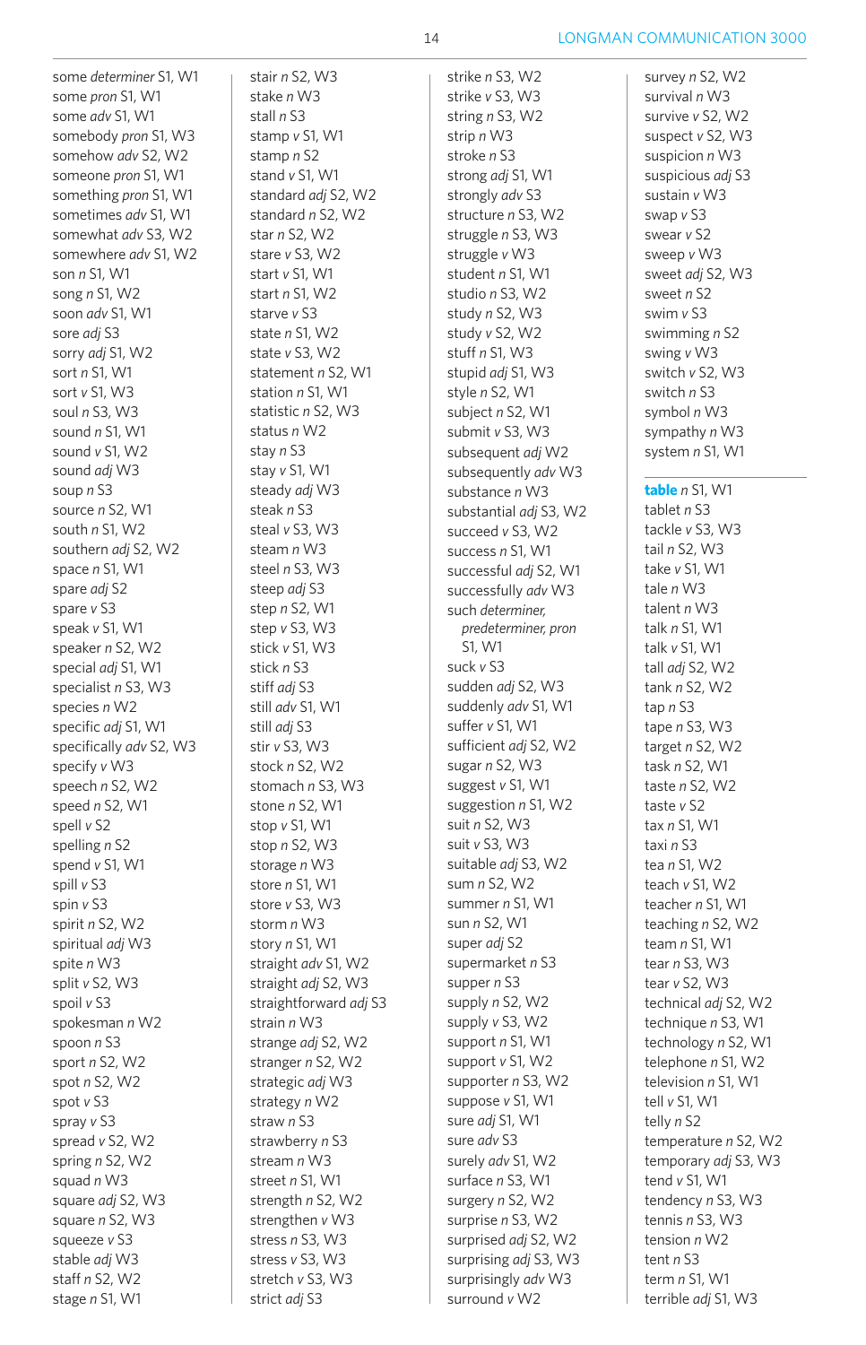some *determiner* S1, W1
some *pron* S1, W1
some *adv* S1, W1
somebody *pron* S1, W3
somehow *adv* S2, W2
someone *pron* S1, W1
something *pron* S1, W1
sometimes *adv* S1, W1
somewhat *adv* S3, W2
somewhere *adv* S1, W2
son *n* S1, W1
song *n* S1, W2
soon *adv* S1, W1
sore *adj* S3
sorry *adj* S1, W2
sort *n* S1, W1
sort *v* S1, W3
soul *n* S3, W3
sound *n* S1, W1
sound *v* S1, W2
sound *adj* W3
soup *n* S3
source *n* S2, W1
south *n* S1, W2
southern *adj* S2, W2
space *n* S1, W1
spare *adj* S2
spare *v* S3
speak *v* S1, W1
speaker *n* S2, W2
special *adj* S1, W1
specialist *n* S3, W3
species *n* W2
specific *adj* S1, W1
specifically *adv* S2, W3
specify *v* W3
speech *n* S2, W2
speed *n* S2, W1
spell *v* S2
spelling *n* S2
spend *v* S1, W1
spill *v* S3
spin *v* S3
spirit *n* S2, W2
spiritual *adj* W3
spite *n* W3
split *v* S2, W3
spoil *v* S3
spokesman *n* W2
spoon *n* S3
sport *n* S2, W2
spot *n* S2, W2
spot *v* S3
spray *v* S3
spread *v* S2, W2
spring *n* S2, W2
squad *n* W3
square *adj* S2, W3
square *n* S2, W3
squeeze *v* S3
stable *adj* W3
staff *n* S2, W2
stage *n* S1, W1
stair *n* S2, W3
stake *n* W3
stall *n* S3
stamp *v* S1, W1
stamp *n* S2
stand *v* S1, W1
standard *adj* S2, W2
standard *n* S2, W2
star *n* S2, W2
stare *v* S3, W2
start *v* S1, W1
start *n* S1, W2
starve *v* S3
state *n* S1, W2
state *v* S3, W2
statement *n* S2, W1
station *n* S1, W1
statistic *n* S2, W3
status *n* W2
stay *n* S3
stay *v* S1, W1
steady *adj* W3
steak *n* S3
steal *v* S3, W3
steam *n* W3
steel *n* S3, W3
steep *adj* S3
step *n* S2, W1
step *v* S3, W3
stick *v* S1, W3
stick *n* S3
stiff *adj* S3
still *adv* S1, W1
still *adj* S3
stir *v* S3, W3
stock *n* S2, W2
stomach *n* S3, W3
stone *n* S2, W1
stop *v* S1, W1
stop *n* S2, W3
storage *n* W3
store *n* S1, W1
store *v* S3, W3
storm *n* W3
story *n* S1, W1
straight *adv* S1, W2
straight *adj* S2, W3
straightforward *adj* S3
strain *n* W3
strange *adj* S2, W2
stranger *n* S2, W2
strategic *adj* W3
strategy *n* W2
straw *n* S3
strawberry *n* S3
stream *n* W3
street *n* S1, W1
strength *n* S2, W2
strengthen *v* W3
stress *n* S3, W3
stress *v* S3, W3
stretch *v* S3, W3
strict *adj* S3
strike *n* S3, W2
strike *v* S3, W3
string *n* S3, W2
strip *n* W3
stroke *n* S3
strong *adj* S1, W1
strongly *adv* S3
structure *n* S3, W2
struggle *n* S3, W3
struggle *v* W3
student *n* S1, W1
studio *n* S3, W2
study *n* S2, W3
study *v* S2, W2
stuff *n* S1, W3
stupid *adj* S1, W3
style *n* S2, W1
subject *n* S2, W1
submit *v* S3, W3
subsequent *adj* W2
subsequently *adv* W3
substance *n* W3
substantial *adj* S3, W2
succeed *v* S3, W2
success *n* S1, W1
successful *adj* S2, W1
successfully *adv* W3
such *determiner, predeterminer, pron* S1, W1
suck *v* S3
sudden *adj* S2, W3
suddenly *adv* S1, W1
suffer *v* S1, W1
sufficient *adj* S2, W2
sugar *n* S2, W3
suggest *v* S1, W1
suggestion *n* S1, W2
suit *n* S2, W3
suit *v* S3, W3
suitable *adj* S3, W2
sum *n* S2, W2
summer *n* S1, W1
sun *n* S2, W1
super *adj* S2
supermarket *n* S3
supper *n* S3
supply *n* S2, W2
supply *v* S3, W2
support *n* S1, W1
support *v* S1, W2
supporter *n* S3, W2
suppose *v* S1, W1
sure *adj* S1, W1
sure *adv* S3
surely *adv* S1, W2
surface *n* S3, W1
surgery *n* S2, W2
surprise *n* S3, W2
surprised *adj* S2, W2
surprising *adj* S3, W3
surprisingly *adv* W3
surround *v* W2
survey *n* S2, W2
survival *n* W3
survive *v* S2, W2
suspect *v* S2, W3
suspicion *n* W3
suspicious *adj* S3
sustain *v* W3
swap *v* S3
swear *v* S2
sweep *v* W3
sweet *adj* S2, W3
sweet *n* S2
swim *v* S3
swimming *n* S2
swing *v* W3
switch *v* S2, W3
switch *n* S3
symbol *n* W3
sympathy *n* W3
system *n* S1, W1

**table** *n* S1, W1
tablet *n* S3
tackle *v* S3, W3
tail *n* S2, W3
take *v* S1, W1
tale *n* W3
talent *n* W3
talk *n* S1, W1
talk *v* S1, W1
tall *adj* S2, W2
tank *n* S2, W2
tap *n* S3
tape *n* S3, W3
target *n* S2, W2
task *n* S2, W1
taste *n* S2, W2
taste *v* S2
tax *n* S1, W1
taxi *n* S3
tea *n* S1, W2
teach *v* S1, W2
teacher *n* S1, W1
teaching *n* S2, W2
team *n* S1, W1
tear *n* S3, W3
tear *v* S2, W3
technical *adj* S2, W2
technique *n* S3, W1
technology *n* S2, W1
telephone *n* S1, W2
television *n* S1, W1
tell *v* S1, W1
telly *n* S2
temperature *n* S2, W2
temporary *adj* S3, W3
tend *v* S1, W1
tendency *n* S3, W3
tennis *n* S3, W3
tension *n* W2
tent *n* S3
term *n* S1, W1
terrible *adj* S1, W3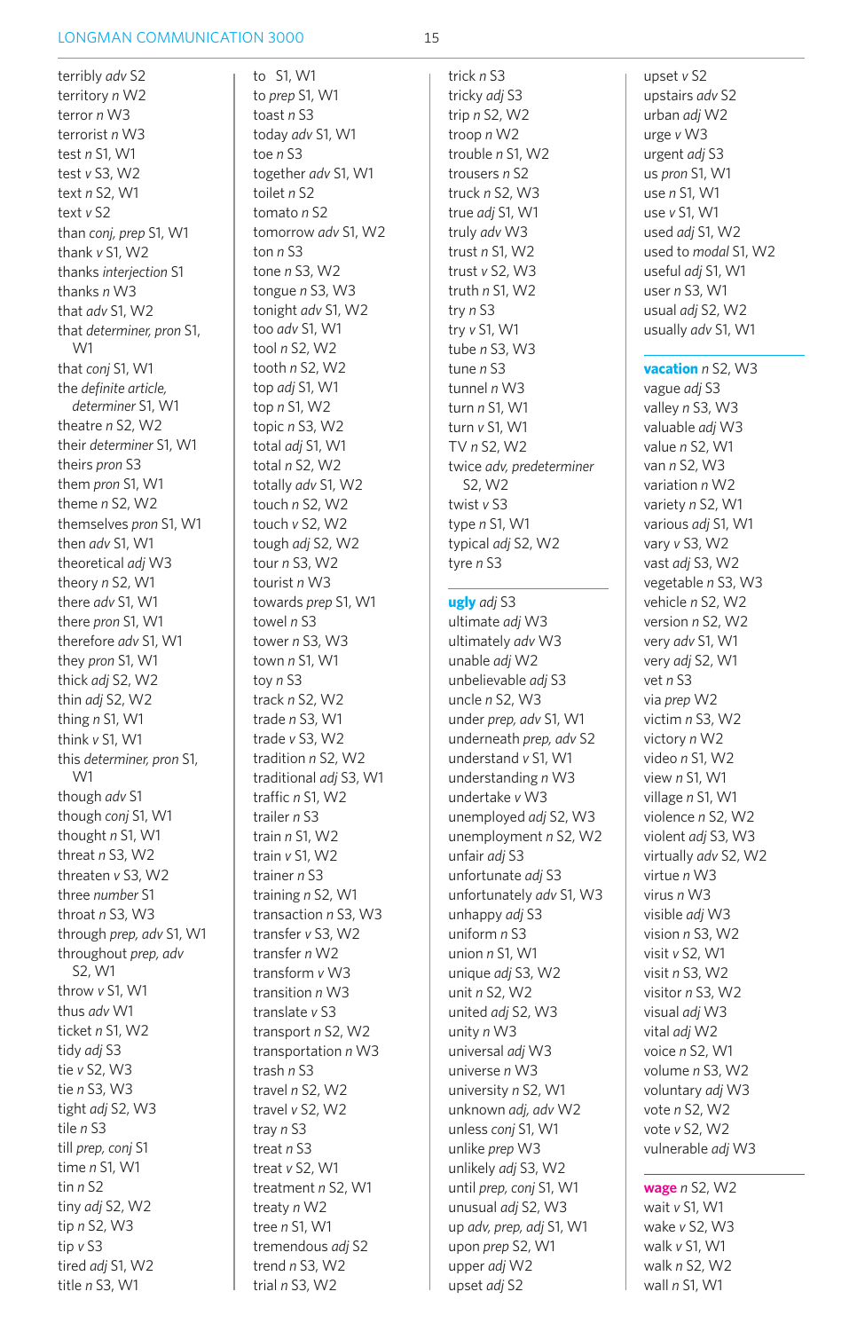terribly *adv* S2
territory *n* W2
terror *n* W3
terrorist *n* W3
test *n* S1, W1
test *v* S3, W2
text *n* S2, W1
text *v* S2
than *conj, prep* S1, W1
thank *v* S1, W2
thanks *interjection* S1
thanks *n* W3
that *adv* S1, W2
that *determiner, pron* S1, W1
that *conj* S1, W1
the *definite article, determiner* S1, W1
theatre *n* S2, W2
their *determiner* S1, W1
theirs *pron* S3
them *pron* S1, W1
theme *n* S2, W2
themselves *pron* S1, W1
then *adv* S1, W1
theoretical *adj* W3
theory *n* S2, W1
there *adv* S1, W1
there *pron* S1, W1
therefore *adv* S1, W1
they *pron* S1, W1
thick *adj* S2, W2
thin *adj* S2, W2
thing *n* S1, W1
think *v* S1, W1
this *determiner, pron* S1, W1
though *adv* S1
though *conj* S1, W1
thought *n* S1, W1
threat *n* S3, W2
threaten *v* S3, W2
three *number* S1
throat *n* S3, W3
through *prep, adv* S1, W1
throughout *prep, adv* S2, W1
throw *v* S1, W1
thus *adv* W1
ticket *n* S1, W2
tidy *adj* S3
tie *v* S2, W3
tie *n* S3, W3
tight *adj* S2, W3
tile *n* S3
till *prep, conj* S1
time *n* S1, W1
tin *n* S2
tiny *adj* S2, W2
tip *n* S2, W3
tip *v* S3
tired *adj* S1, W2
title *n* S3, W1
to S1, W1
to *prep* S1, W1
toast *n* S3
today *adv* S1, W1
toe *n* S3
together *adv* S1, W1
toilet *n* S2
tomato *n* S2
tomorrow *adv* S1, W2
ton *n* S3
tone *n* S3, W2
tongue *n* S3, W3
tonight *adv* S1, W2
too *adv* S1, W1
tool *n* S2, W2
tooth *n* S2, W2
top *adj* S1, W1
top *n* S1, W2
topic *n* S3, W2
total *adj* S1, W1
total *n* S2, W2
totally *adv* S1, W2
touch *n* S2, W2
touch *v* S2, W2
tough *adj* S2, W2
tour *n* S3, W2
tourist *n* W3
towards *prep* S1, W1
towel *n* S3
tower *n* S3, W3
town *n* S1, W1
toy *n* S3
track *n* S2, W2
trade *n* S3, W1
trade *v* S3, W2
tradition *n* S2, W2
traditional *adj* S3, W1
traffic *n* S1, W2
trailer *n* S3
train *n* S1, W2
train *v* S1, W2
trainer *n* S3
training *n* S2, W1
transaction *n* S3, W3
transfer *v* S3, W2
transfer *n* W2
transform *v* W3
transition *n* W3
translate *v* S3
transport *n* S2, W2
transportation *n* W3
trash *n* S3
travel *n* S2, W2
travel *v* S2, W2
tray *n* S3
treat *n* S3
treat *v* S2, W1
treatment *n* S2, W1
treaty *n* W2
tree *n* S1, W1
tremendous *adj* S2
trend *n* S3, W2
trial *n* S3, W2
trick *n* S3
tricky *adj* S3
trip *n* S2, W2
troop *n* W2
trouble *n* S1, W2
trousers *n* S2
truck *n* S2, W3
true *adj* S1, W1
truly *adv* W3
trust *n* S1, W2
trust *v* S2, W3
truth *n* S1, W2
try *n* S3
try *v* S1, W1
tube *n* S3, W3
tune *n* S3
tunnel *n* W3
turn *n* S1, W1
turn *v* S1, W1
TV *n* S2, W2
twice *adv, predeterminer* S2, W2
twist *v* S3
type *n* S1, W1
typical *adj* S2, W2
tyre *n* S3

---

**ugly** *adj* S3
ultimate *adj* W3
ultimately *adv* W3
unable *adj* W2
unbelievable *adj* S3
uncle *n* S2, W3
under *prep, adv* S1, W1
underneath *prep, adv* S2
understand *v* S1, W1
understanding *n* W3
undertake *v* W3
unemployed *adj* S2, W3
unemployment *n* S2, W2
unfair *adj* S3
unfortunate *adj* S3
unfortunately *adv* S1, W3
unhappy *adj* S3
uniform *n* S3
union *n* S1, W1
unique *adj* S3, W2
unit *n* S2, W2
united *adj* S2, W3
unity *n* W3
universal *adj* W3
universe *n* W3
university *n* S2, W1
unknown *adj, adv* W2
unless *conj* S1, W1
unlike *prep* W3
unlikely *adj* S3, W2
until *prep, conj* S1, W1
unusual *adj* S2, W3
up *adv, prep, adj* S1, W1
upon *prep* S2, W1
upper *adj* W2
upset *adj* S2
upset *v* S2
upstairs *adv* S2
urban *adj* W2
urge *v* W3
urgent *adj* S3
us *pron* S1, W1
use *n* S1, W1
use *v* S1, W1
used *adj* S1, W2
used to *modal* S1, W2
useful *adj* S1, W1
user *n* S3, W1
usual *adj* S2, W2
usually *adv* S1, W1

---

**vacation** *n* S2, W3
vague *adj* S3
valley *n* S3, W3
valuable *adj* W3
value *n* S2, W1
van *n* S2, W3
variation *n* W2
variety *n* S2, W1
various *adj* S1, W1
vary *v* S3, W2
vast *adj* S3, W2
vegetable *n* S3, W3
vehicle *n* S2, W2
version *n* S2, W2
very *adv* S1, W1
very *adj* S2, W1
vet *n* S3
via *prep* W2
victim *n* S3, W2
victory *n* W2
video *n* S1, W2
view *n* S1, W1
village *n* S1, W1
violence *n* S2, W2
violent *adj* S3, W3
virtually *adv* S2, W2
virtue *n* W3
virus *n* W3
visible *adj* W3
vision *n* S3, W2
visit *v* S2, W1
visit *n* S3, W2
visitor *n* S3, W2
visual *adj* W3
vital *adj* W2
voice *n* S2, W1
volume *n* S3, W2
voluntary *adj* W3
vote *n* S2, W2
vote *v* S2, W2
vulnerable *adj* W3

---

**wage** *n* S2, W2
wait *v* S1, W1
wake *v* S2, W3
walk *v* S1, W1
walk *n* S2, W2
wall *n* S1, W1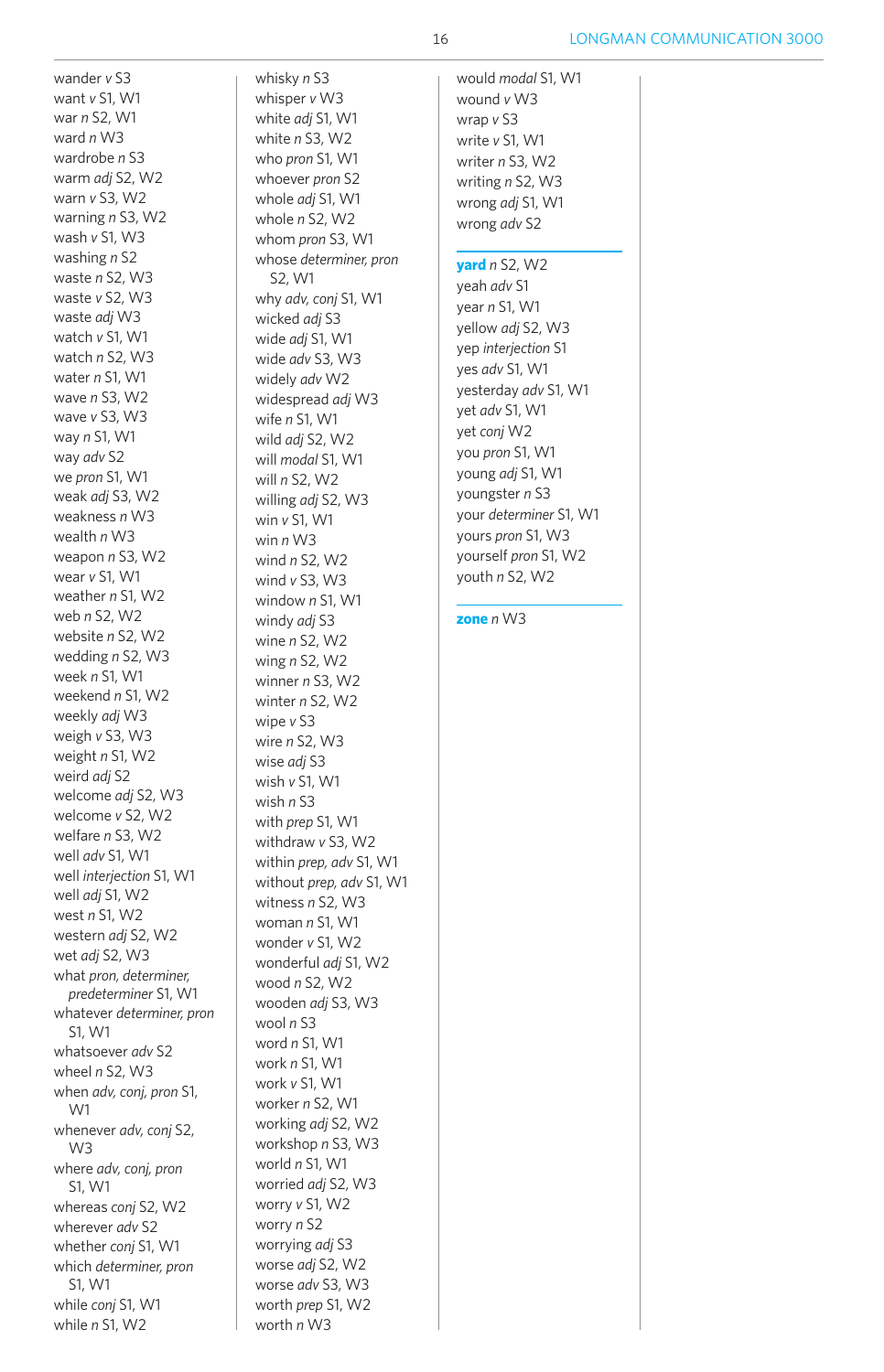wander *v* S3
want *v* S1, W1
war *n* S2, W1
ward *n* W3
wardrobe *n* S3
warm *adj* S2, W2
warn *v* S3, W2
warning *n* S3, W2
wash *v* S1, W3
washing *n* S2
waste *n* S2, W3
waste *v* S2, W3
waste *adj* W3
watch *v* S1, W1
watch *n* S2, W3
water *n* S1, W1
wave *n* S3, W2
wave *v* S3, W3
way *n* S1, W1
way *adv* S2
we *pron* S1, W1
weak *adj* S3, W2
weakness *n* W3
wealth *n* W3
weapon *n* S3, W2
wear *v* S1, W1
weather *n* S1, W2
web *n* S2, W2
website *n* S2, W2
wedding *n* S2, W3
week *n* S1, W1
weekend *n* S1, W2
weekly *adj* W3
weigh *v* S3, W3
weight *n* S1, W2
weird *adj* S2
welcome *adj* S2, W3
welcome *v* S2, W2
welfare *n* S3, W2
well *adv* S1, W1
well *interjection* S1, W1
well *adj* S1, W2
west *n* S1, W2
western *adj* S2, W2
wet *adj* S2, W3
what *pron, determiner, predeterminer* S1, W1
whatever *determiner, pron* S1, W1
whatsoever *adv* S2
wheel *n* S2, W3
when *adv, conj, pron* S1, W1
whenever *adv, conj* S2, W3
where *adv, conj, pron* S1, W1
whereas *conj* S2, W2
wherever *adv* S2
whether *conj* S1, W1
which *determiner, pron* S1, W1
while *conj* S1, W1
while *n* S1, W2
whisky *n* S3
whisper *v* W3
white *adj* S1, W1
white *n* S3, W2
who *pron* S1, W1
whoever *pron* S2
whole *adj* S1, W1
whole *n* S2, W2
whom *pron* S3, W1
whose *determiner, pron* S2, W1
why *adv, conj* S1, W1
wicked *adj* S3
wide *adj* S1, W1
wide *adv* S3, W3
widely *adv* W2
widespread *adj* W3
wife *n* S1, W1
wild *adj* S2, W2
will *modal* S1, W1
will *n* S2, W2
willing *adj* S2, W3
win *v* S1, W1
win *n* W3
wind *n* S2, W2
wind *v* S3, W3
window *n* S1, W1
windy *adj* S3
wine *n* S2, W2
wing *n* S2, W2
winner *n* S3, W2
winter *n* S2, W2
wipe *v* S3
wire *n* S2, W3
wise *adj* S3
wish *v* S1, W1
wish *n* S3
with *prep* S1, W1
withdraw *v* S3, W2
within *prep, adv* S1, W1
without *prep, adv* S1, W1
witness *n* S2, W3
woman *n* S1, W1
wonder *v* S1, W2
wonderful *adj* S1, W2
wood *n* S2, W2
wooden *adj* S3, W3
wool *n* S3
word *n* S1, W1
work *n* S1, W1
work *v* S1, W1
worker *n* S2, W1
working *adj* S2, W2
workshop *n* S3, W3
world *n* S1, W1
worried *adj* S2, W3
worry *v* S1, W2
worry *n* S2
worrying *adj* S3
worse *adj* S2, W2
worse *adv* S3, W3
worth *prep* S1, W2
worth *n* W3
would *modal* S1, W1
wound *v* W3
wrap *v* S3
write *v* S1, W1
writer *n* S3, W2
writing *n* S2, W3
wrong *adj* S1, W1
wrong *adv* S2

**yard** *n* S2, W2
yeah *adv* S1
year *n* S1, W1
yellow *adj* S2, W3
yep *interjection* S1
yes *adv* S1, W1
yesterday *adv* S1, W1
yet *adv* S1, W1
yet *conj* W2
you *pron* S1, W1
young *adj* S1, W1
youngster *n* S3
your *determiner* S1, W1
yours *pron* S1, W3
yourself *pron* S1, W2
youth *n* S2, W2

**zone** *n* W3